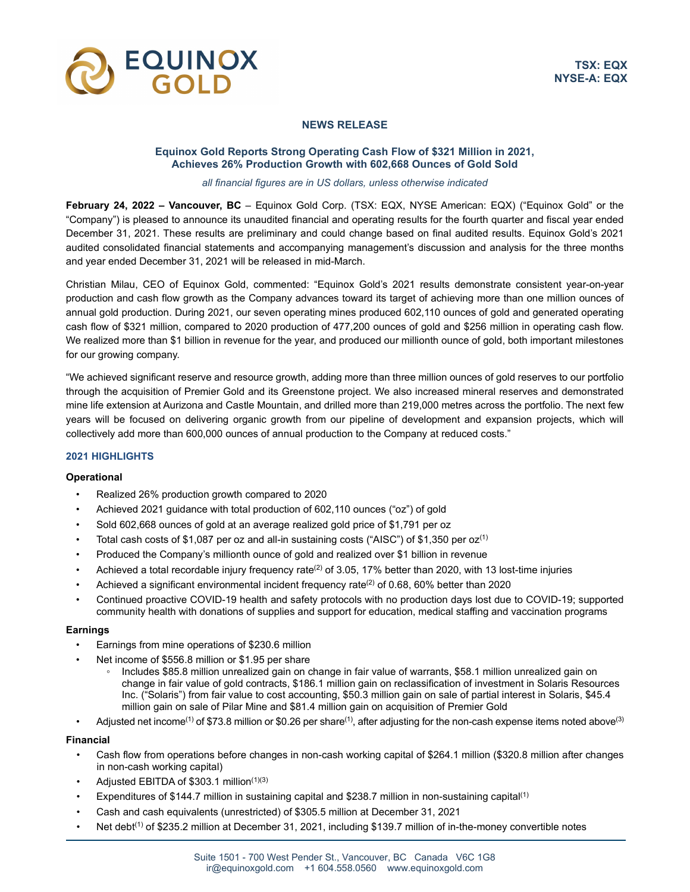TSX: EQX
NYSE-A: EQX

# NEWS RELEASE

## Equinox Gold Reports Strong Operating Cash Flow of $321 Million in 2021, Achieves 26% Production Growth with 602,668 Ounces of Gold Sold

*all financial figures are in US dollars, unless otherwise indicated*

**February 24, 2022 – Vancouver, BC** – Equinox Gold Corp. (TSX: EQX, NYSE American: EQX) ("Equinox Gold" or the "Company") is pleased to announce its unaudited financial and operating results for the fourth quarter and fiscal year ended December 31, 2021. These results are preliminary and could change based on final audited results. Equinox Gold's 2021 audited consolidated financial statements and accompanying management's discussion and analysis for the three months and year ended December 31, 2021 will be released in mid-March.

Christian Milau, CEO of Equinox Gold, commented: "Equinox Gold's 2021 results demonstrate consistent year-on-year production and cash flow growth as the Company advances toward its target of achieving more than one million ounces of annual gold production. During 2021, our seven operating mines produced 602,110 ounces of gold and generated operating cash flow of $321 million, compared to 2020 production of 477,200 ounces of gold and $256 million in operating cash flow. We realized more than $1 billion in revenue for the year, and produced our millionth ounce of gold, both important milestones for our growing company.

"We achieved significant reserve and resource growth, adding more than three million ounces of gold reserves to our portfolio through the acquisition of Premier Gold and its Greenstone project. We also increased mineral reserves and demonstrated mine life extension at Aurizona and Castle Mountain, and drilled more than 219,000 metres across the portfolio. The next few years will be focused on delivering organic growth from our pipeline of development and expansion projects, which will collectively add more than 600,000 ounces of annual production to the Company at reduced costs."

### 2021 HIGHLIGHTS

**Operational**

- Realized 26% production growth compared to 2020
- Achieved 2021 guidance with total production of 602,110 ounces ("oz") of gold
- Sold 602,668 ounces of gold at an average realized gold price of $1,791 per oz
- Total cash costs of $1,087 per oz and all-in sustaining costs ("AISC") of $1,350 per oz[1]
- Produced the Company's millionth ounce of gold and realized over $1 billion in revenue
- Achieved a total recordable injury frequency rate[2] of 3.05, 17% better than 2020, with 13 lost-time injuries
- Achieved a significant environmental incident frequency rate[2] of 0.68, 60% better than 2020
- Continued proactive COVID-19 health and safety protocols with no production days lost due to COVID-19; supported community health with donations of supplies and support for education, medical staffing and vaccination programs

**Earnings**

- Earnings from mine operations of $230.6 million
- Net income of $556.8 million or $1.95 per share
  - Includes $85.8 million unrealized gain on change in fair value of warrants, $58.1 million unrealized gain on change in fair value of gold contracts, $186.1 million gain on reclassification of investment in Solaris Resources Inc. ("Solaris") from fair value to cost accounting, $50.3 million gain on sale of partial interest in Solaris, $45.4 million gain on sale of Pilar Mine and $81.4 million gain on acquisition of Premier Gold
- Adjusted net income[1] of $73.8 million or $0.26 per share[1], after adjusting for the non-cash expense items noted above[3]

**Financial**

- Cash flow from operations before changes in non-cash working capital of $264.1 million ($320.8 million after changes in non-cash working capital)
- Adjusted EBITDA of $303.1 million[1][3]
- Expenditures of $144.7 million in sustaining capital and $238.7 million in non-sustaining capital[1]
- Cash and cash equivalents (unrestricted) of $305.5 million at December 31, 2021
- Net debt[1] of $235.2 million at December 31, 2021, including $139.7 million of in-the-money convertible notes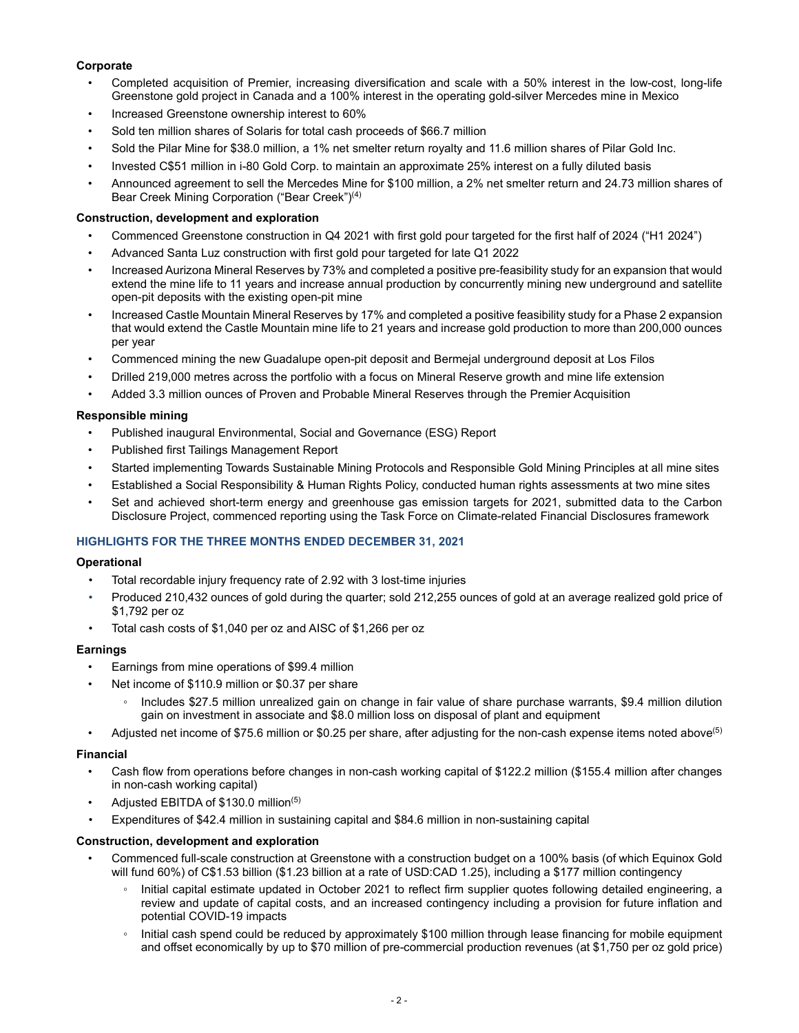**Corporate**

- Completed acquisition of Premier, increasing diversification and scale with a 50% interest in the low-cost, long-life Greenstone gold project in Canada and a 100% interest in the operating gold-silver Mercedes mine in Mexico
- Increased Greenstone ownership interest to 60%
- Sold ten million shares of Solaris for total cash proceeds of $66.7 million
- Sold the Pilar Mine for $38.0 million, a 1% net smelter return royalty and 11.6 million shares of Pilar Gold Inc.
- Invested C$51 million in i-80 Gold Corp. to maintain an approximate 25% interest on a fully diluted basis
- Announced agreement to sell the Mercedes Mine for $100 million, a 2% net smelter return and 24.73 million shares of Bear Creek Mining Corporation ("Bear Creek")(4)

**Construction, development and exploration**

- Commenced Greenstone construction in Q4 2021 with first gold pour targeted for the first half of 2024 ("H1 2024")
- Advanced Santa Luz construction with first gold pour targeted for late Q1 2022
- Increased Aurizona Mineral Reserves by 73% and completed a positive pre-feasibility study for an expansion that would extend the mine life to 11 years and increase annual production by concurrently mining new underground and satellite open-pit deposits with the existing open-pit mine
- Increased Castle Mountain Mineral Reserves by 17% and completed a positive feasibility study for a Phase 2 expansion that would extend the Castle Mountain mine life to 21 years and increase gold production to more than 200,000 ounces per year
- Commenced mining the new Guadalupe open-pit deposit and Bermejal underground deposit at Los Filos
- Drilled 219,000 metres across the portfolio with a focus on Mineral Reserve growth and mine life extension
- Added 3.3 million ounces of Proven and Probable Mineral Reserves through the Premier Acquisition

**Responsible mining**

- Published inaugural Environmental, Social and Governance (ESG) Report
- Published first Tailings Management Report
- Started implementing Towards Sustainable Mining Protocols and Responsible Gold Mining Principles at all mine sites
- Established a Social Responsibility & Human Rights Policy, conducted human rights assessments at two mine sites
- Set and achieved short-term energy and greenhouse gas emission targets for 2021, submitted data to the Carbon Disclosure Project, commenced reporting using the Task Force on Climate-related Financial Disclosures framework

## HIGHLIGHTS FOR THE THREE MONTHS ENDED DECEMBER 31, 2021

**Operational**

- Total recordable injury frequency rate of 2.92 with 3 lost-time injuries
- Produced 210,432 ounces of gold during the quarter; sold 212,255 ounces of gold at an average realized gold price of $1,792 per oz
- Total cash costs of $1,040 per oz and AISC of $1,266 per oz

**Earnings**

- Earnings from mine operations of $99.4 million
- Net income of $110.9 million or $0.37 per share
  - Includes $27.5 million unrealized gain on change in fair value of share purchase warrants, $9.4 million dilution gain on investment in associate and $8.0 million loss on disposal of plant and equipment
- Adjusted net income of $75.6 million or $0.25 per share, after adjusting for the non-cash expense items noted above(5)

**Financial**

- Cash flow from operations before changes in non-cash working capital of $122.2 million ($155.4 million after changes in non-cash working capital)
- Adjusted EBITDA of $130.0 million(5)
- Expenditures of $42.4 million in sustaining capital and $84.6 million in non-sustaining capital

**Construction, development and exploration**

- Commenced full-scale construction at Greenstone with a construction budget on a 100% basis (of which Equinox Gold will fund 60%) of C$1.53 billion ($1.23 billion at a rate of USD:CAD 1.25), including a $177 million contingency
  - Initial capital estimate updated in October 2021 to reflect firm supplier quotes following detailed engineering, a review and update of capital costs, and an increased contingency including a provision for future inflation and potential COVID-19 impacts
  - Initial cash spend could be reduced by approximately $100 million through lease financing for mobile equipment and offset economically by up to $70 million of pre-commercial production revenues (at $1,750 per oz gold price)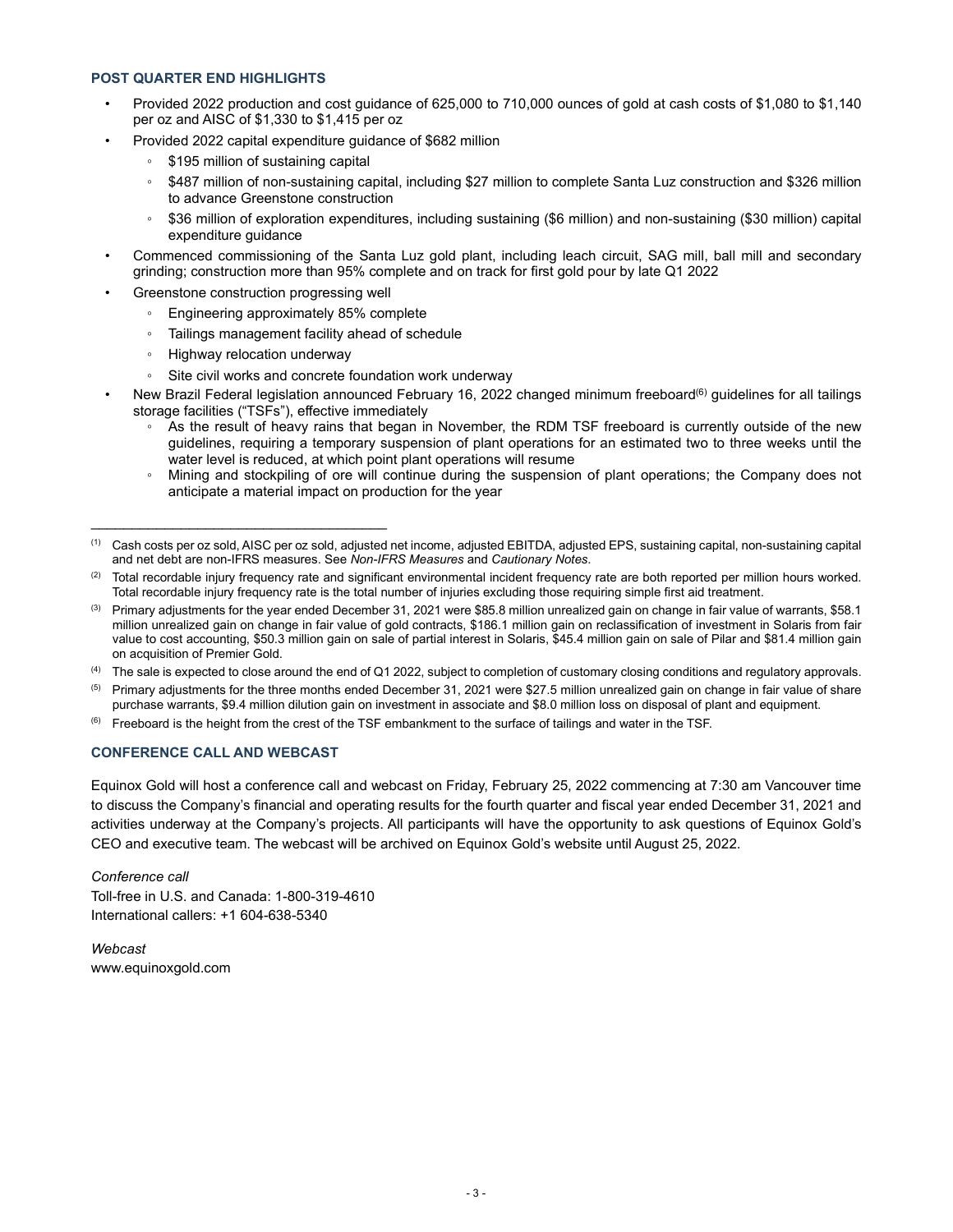### POST QUARTER END HIGHLIGHTS

- Provided 2022 production and cost guidance of 625,000 to 710,000 ounces of gold at cash costs of $1,080 to $1,140 per oz and AISC of $1,330 to $1,415 per oz
- Provided 2022 capital expenditure guidance of $682 million
  - $195 million of sustaining capital
  - $487 million of non-sustaining capital, including $27 million to complete Santa Luz construction and $326 million to advance Greenstone construction
  - $36 million of exploration expenditures, including sustaining ($6 million) and non-sustaining ($30 million) capital expenditure guidance
- Commenced commissioning of the Santa Luz gold plant, including leach circuit, SAG mill, ball mill and secondary grinding; construction more than 95% complete and on track for first gold pour by late Q1 2022
- Greenstone construction progressing well
  - Engineering approximately 85% complete
  - Tailings management facility ahead of schedule
  - Highway relocation underway
  - Site civil works and concrete foundation work underway
- New Brazil Federal legislation announced February 16, 2022 changed minimum freeboard[6] guidelines for all tailings storage facilities ("TSFs"), effective immediately
  - As the result of heavy rains that began in November, the RDM TSF freeboard is currently outside of the new guidelines, requiring a temporary suspension of plant operations for an estimated two to three weeks until the water level is reduced, at which point plant operations will resume
  - Mining and stockpiling of ore will continue during the suspension of plant operations; the Company does not anticipate a material impact on production for the year

---

[1] Cash costs per oz sold, AISC per oz sold, adjusted net income, adjusted EBITDA, adjusted EPS, sustaining capital, non-sustaining capital and net debt are non-IFRS measures. See *Non-IFRS Measures* and *Cautionary Notes*.

[2] Total recordable injury frequency rate and significant environmental incident frequency rate are both reported per million hours worked. Total recordable injury frequency rate is the total number of injuries excluding those requiring simple first aid treatment.

[3] Primary adjustments for the year ended December 31, 2021 were $85.8 million unrealized gain on change in fair value of warrants, $58.1 million unrealized gain on change in fair value of gold contracts, $186.1 million gain on reclassification of investment in Solaris from fair value to cost accounting, $50.3 million gain on sale of partial interest in Solaris, $45.4 million gain on sale of Pilar and $81.4 million gain on acquisition of Premier Gold.

[4] The sale is expected to close around the end of Q1 2022, subject to completion of customary closing conditions and regulatory approvals.

[5] Primary adjustments for the three months ended December 31, 2021 were $27.5 million unrealized gain on change in fair value of share purchase warrants, $9.4 million dilution gain on investment in associate and $8.0 million loss on disposal of plant and equipment.

[6] Freeboard is the height from the crest of the TSF embankment to the surface of tailings and water in the TSF.

### CONFERENCE CALL AND WEBCAST

Equinox Gold will host a conference call and webcast on Friday, February 25, 2022 commencing at 7:30 am Vancouver time to discuss the Company's financial and operating results for the fourth quarter and fiscal year ended December 31, 2021 and activities underway at the Company's projects. All participants will have the opportunity to ask questions of Equinox Gold's CEO and executive team. The webcast will be archived on Equinox Gold's website until August 25, 2022.

*Conference call*
Toll-free in U.S. and Canada: 1-800-319-4610
International callers: +1 604-638-5340

*Webcast*
www.equinoxgold.com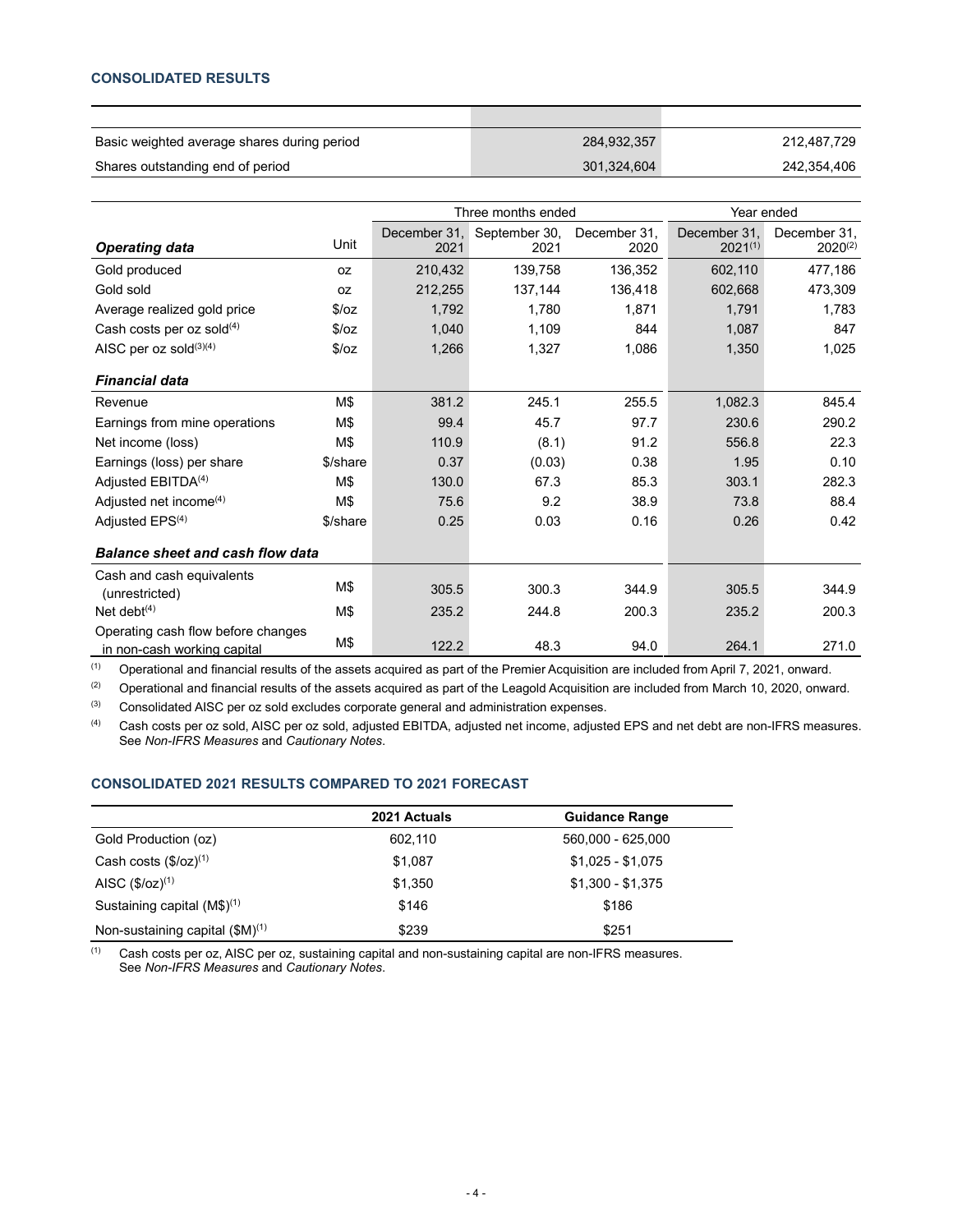## CONSOLIDATED RESULTS

| | | |
|---|---|---|
| Basic weighted average shares during period | 284,932,357 | 212,487,729 |
| Shares outstanding end of period | 301,324,604 | 242,354,406 |

| | | Three months ended | | | Year ended | |
|---|---|---|---|---|---|---|
| ***Operating data*** | Unit | December 31, 2021 | September 30, 2021 | December 31, 2020 | December 31, 2021[(1)] | December 31, 2020[(2)] |
| Gold produced | oz | 210,432 | 139,758 | 136,352 | 602,110 | 477,186 |
| Gold sold | oz | 212,255 | 137,144 | 136,418 | 602,668 | 473,309 |
| Average realized gold price | $/oz | 1,792 | 1,780 | 1,871 | 1,791 | 1,783 |
| Cash costs per oz sold[(4)] | $/oz | 1,040 | 1,109 | 844 | 1,087 | 847 |
| AISC per oz sold[(3)(4)] | $/oz | 1,266 | 1,327 | 1,086 | 1,350 | 1,025 |
| ***Financial data*** | | | | | | |
| Revenue | M$ | 381.2 | 245.1 | 255.5 | 1,082.3 | 845.4 |
| Earnings from mine operations | M$ | 99.4 | 45.7 | 97.7 | 230.6 | 290.2 |
| Net income (loss) | M$ | 110.9 | (8.1) | 91.2 | 556.8 | 22.3 |
| Earnings (loss) per share | $/share | 0.37 | (0.03) | 0.38 | 1.95 | 0.10 |
| Adjusted EBITDA[(4)] | M$ | 130.0 | 67.3 | 85.3 | 303.1 | 282.3 |
| Adjusted net income[(4)] | M$ | 75.6 | 9.2 | 38.9 | 73.8 | 88.4 |
| Adjusted EPS[(4)] | $/share | 0.25 | 0.03 | 0.16 | 0.26 | 0.42 |
| ***Balance sheet and cash flow data*** | | | | | | |
| Cash and cash equivalents (unrestricted) | M$ | 305.5 | 300.3 | 344.9 | 305.5 | 344.9 |
| Net debt[(4)] | M$ | 235.2 | 244.8 | 200.3 | 235.2 | 200.3 |
| Operating cash flow before changes in non-cash working capital | M$ | 122.2 | 48.3 | 94.0 | 264.1 | 271.0 |

(1) Operational and financial results of the assets acquired as part of the Premier Acquisition are included from April 7, 2021, onward.

(2) Operational and financial results of the assets acquired as part of the Leagold Acquisition are included from March 10, 2020, onward.

(3) Consolidated AISC per oz sold excludes corporate general and administration expenses.

(4) Cash costs per oz sold, AISC per oz sold, adjusted EBITDA, adjusted net income, adjusted EPS and net debt are non-IFRS measures. See *Non-IFRS Measures* and *Cautionary Notes*.

## CONSOLIDATED 2021 RESULTS COMPARED TO 2021 FORECAST

| | 2021 Actuals | Guidance Range |
|---|---|---|
| Gold Production (oz) | 602,110 | 560,000 - 625,000 |
| Cash costs ($/oz)[(1)] | $1,087 | $1,025 - $1,075 |
| AISC ($/oz)[(1)] | $1,350 | $1,300 - $1,375 |
| Sustaining capital (M$)[(1)] | $146 | $186 |
| Non-sustaining capital ($M)[(1)] | $239 | $251 |

(1) Cash costs per oz, AISC per oz, sustaining capital and non-sustaining capital are non-IFRS measures. See *Non-IFRS Measures* and *Cautionary Notes*.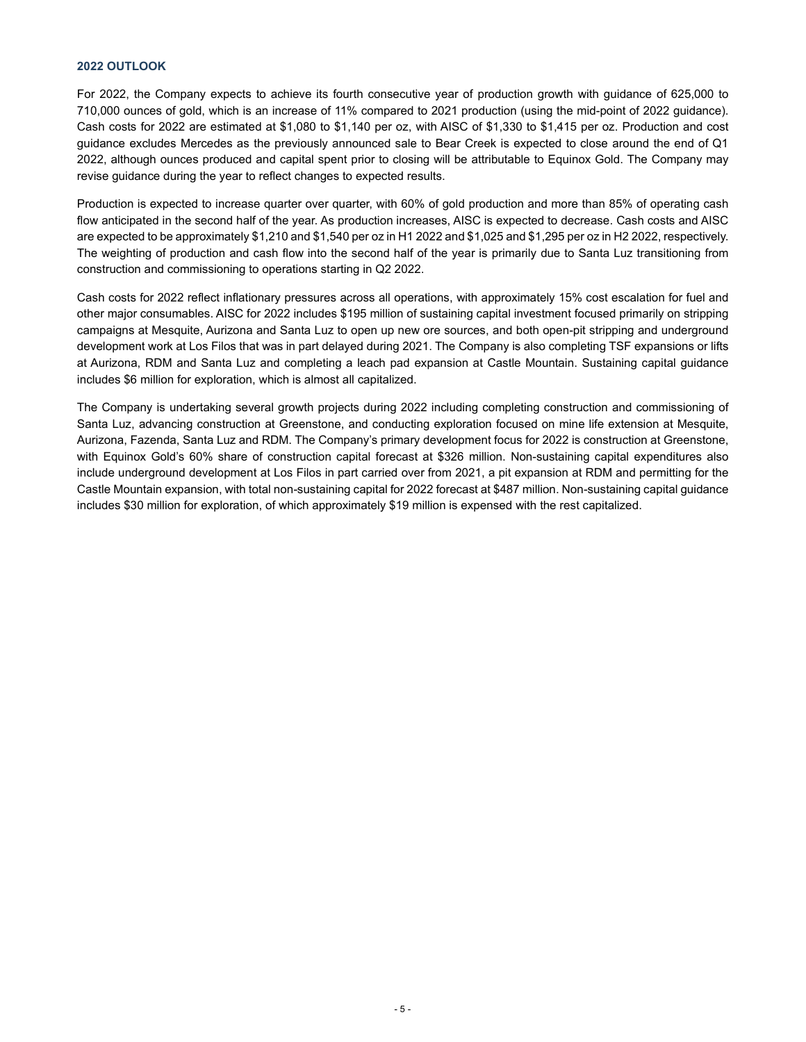## 2022 OUTLOOK

For 2022, the Company expects to achieve its fourth consecutive year of production growth with guidance of 625,000 to 710,000 ounces of gold, which is an increase of 11% compared to 2021 production (using the mid-point of 2022 guidance). Cash costs for 2022 are estimated at $1,080 to $1,140 per oz, with AISC of $1,330 to $1,415 per oz. Production and cost guidance excludes Mercedes as the previously announced sale to Bear Creek is expected to close around the end of Q1 2022, although ounces produced and capital spent prior to closing will be attributable to Equinox Gold. The Company may revise guidance during the year to reflect changes to expected results.

Production is expected to increase quarter over quarter, with 60% of gold production and more than 85% of operating cash flow anticipated in the second half of the year. As production increases, AISC is expected to decrease. Cash costs and AISC are expected to be approximately $1,210 and $1,540 per oz in H1 2022 and $1,025 and $1,295 per oz in H2 2022, respectively. The weighting of production and cash flow into the second half of the year is primarily due to Santa Luz transitioning from construction and commissioning to operations starting in Q2 2022.

Cash costs for 2022 reflect inflationary pressures across all operations, with approximately 15% cost escalation for fuel and other major consumables. AISC for 2022 includes $195 million of sustaining capital investment focused primarily on stripping campaigns at Mesquite, Aurizona and Santa Luz to open up new ore sources, and both open-pit stripping and underground development work at Los Filos that was in part delayed during 2021. The Company is also completing TSF expansions or lifts at Aurizona, RDM and Santa Luz and completing a leach pad expansion at Castle Mountain. Sustaining capital guidance includes $6 million for exploration, which is almost all capitalized.

The Company is undertaking several growth projects during 2022 including completing construction and commissioning of Santa Luz, advancing construction at Greenstone, and conducting exploration focused on mine life extension at Mesquite, Aurizona, Fazenda, Santa Luz and RDM. The Company's primary development focus for 2022 is construction at Greenstone, with Equinox Gold's 60% share of construction capital forecast at $326 million. Non-sustaining capital expenditures also include underground development at Los Filos in part carried over from 2021, a pit expansion at RDM and permitting for the Castle Mountain expansion, with total non-sustaining capital for 2022 forecast at $487 million. Non-sustaining capital guidance includes $30 million for exploration, of which approximately $19 million is expensed with the rest capitalized.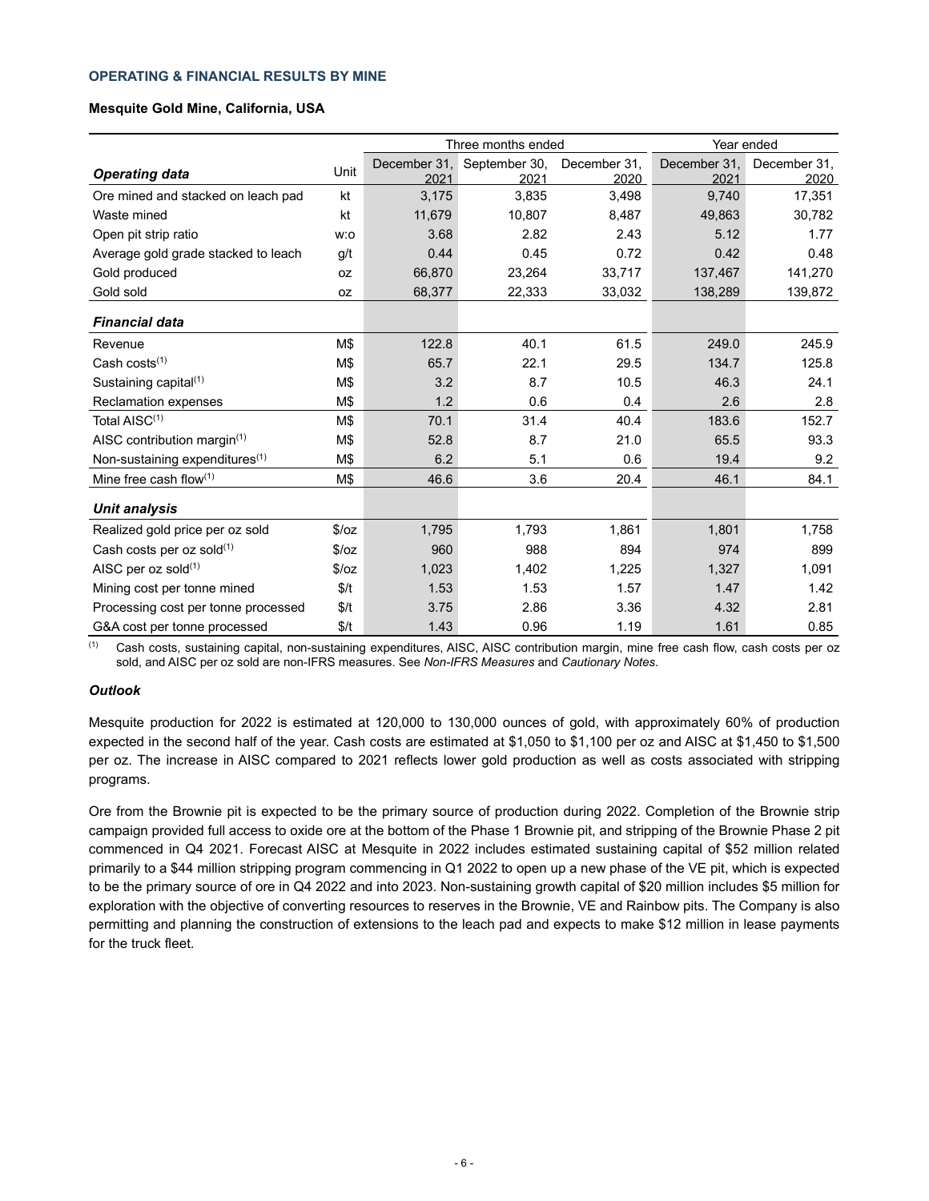## OPERATING & FINANCIAL RESULTS BY MINE

### Mesquite Gold Mine, California, USA

| | | Three months ended | | | Year ended | |
|---|---|---|---|---|---|---|
| ***Operating data*** | Unit | December 31, 2021 | September 30, 2021 | December 31, 2020 | December 31, 2021 | December 31, 2020 |
| Ore mined and stacked on leach pad | kt | 3,175 | 3,835 | 3,498 | 9,740 | 17,351 |
| Waste mined | kt | 11,679 | 10,807 | 8,487 | 49,863 | 30,782 |
| Open pit strip ratio | w:o | 3.68 | 2.82 | 2.43 | 5.12 | 1.77 |
| Average gold grade stacked to leach | g/t | 0.44 | 0.45 | 0.72 | 0.42 | 0.48 |
| Gold produced | oz | 66,870 | 23,264 | 33,717 | 137,467 | 141,270 |
| Gold sold | oz | 68,377 | 22,333 | 33,032 | 138,289 | 139,872 |
| ***Financial data*** | | | | | | |
| Revenue | M$ | 122.8 | 40.1 | 61.5 | 249.0 | 245.9 |
| Cash costs(1) | M$ | 65.7 | 22.1 | 29.5 | 134.7 | 125.8 |
| Sustaining capital(1) | M$ | 3.2 | 8.7 | 10.5 | 46.3 | 24.1 |
| Reclamation expenses | M$ | 1.2 | 0.6 | 0.4 | 2.6 | 2.8 |
| Total AISC(1) | M$ | 70.1 | 31.4 | 40.4 | 183.6 | 152.7 |
| AISC contribution margin(1) | M$ | 52.8 | 8.7 | 21.0 | 65.5 | 93.3 |
| Non-sustaining expenditures(1) | M$ | 6.2 | 5.1 | 0.6 | 19.4 | 9.2 |
| Mine free cash flow(1) | M$ | 46.6 | 3.6 | 20.4 | 46.1 | 84.1 |
| ***Unit analysis*** | | | | | | |
| Realized gold price per oz sold | $/oz | 1,795 | 1,793 | 1,861 | 1,801 | 1,758 |
| Cash costs per oz sold(1) | $/oz | 960 | 988 | 894 | 974 | 899 |
| AISC per oz sold(1) | $/oz | 1,023 | 1,402 | 1,225 | 1,327 | 1,091 |
| Mining cost per tonne mined | $/t | 1.53 | 1.53 | 1.57 | 1.47 | 1.42 |
| Processing cost per tonne processed | $/t | 3.75 | 2.86 | 3.36 | 4.32 | 2.81 |
| G&A cost per tonne processed | $/t | 1.43 | 0.96 | 1.19 | 1.61 | 0.85 |

(1) Cash costs, sustaining capital, non-sustaining expenditures, AISC, AISC contribution margin, mine free cash flow, cash costs per oz sold, and AISC per oz sold are non-IFRS measures. See *Non-IFRS Measures* and *Cautionary Notes*.

### *Outlook*

Mesquite production for 2022 is estimated at 120,000 to 130,000 ounces of gold, with approximately 60% of production expected in the second half of the year. Cash costs are estimated at $1,050 to $1,100 per oz and AISC at $1,450 to $1,500 per oz. The increase in AISC compared to 2021 reflects lower gold production as well as costs associated with stripping programs.

Ore from the Brownie pit is expected to be the primary source of production during 2022. Completion of the Brownie strip campaign provided full access to oxide ore at the bottom of the Phase 1 Brownie pit, and stripping of the Brownie Phase 2 pit commenced in Q4 2021. Forecast AISC at Mesquite in 2022 includes estimated sustaining capital of $52 million related primarily to a $44 million stripping program commencing in Q1 2022 to open up a new phase of the VE pit, which is expected to be the primary source of ore in Q4 2022 and into 2023. Non-sustaining growth capital of $20 million includes $5 million for exploration with the objective of converting resources to reserves in the Brownie, VE and Rainbow pits. The Company is also permitting and planning the construction of extensions to the leach pad and expects to make $12 million in lease payments for the truck fleet.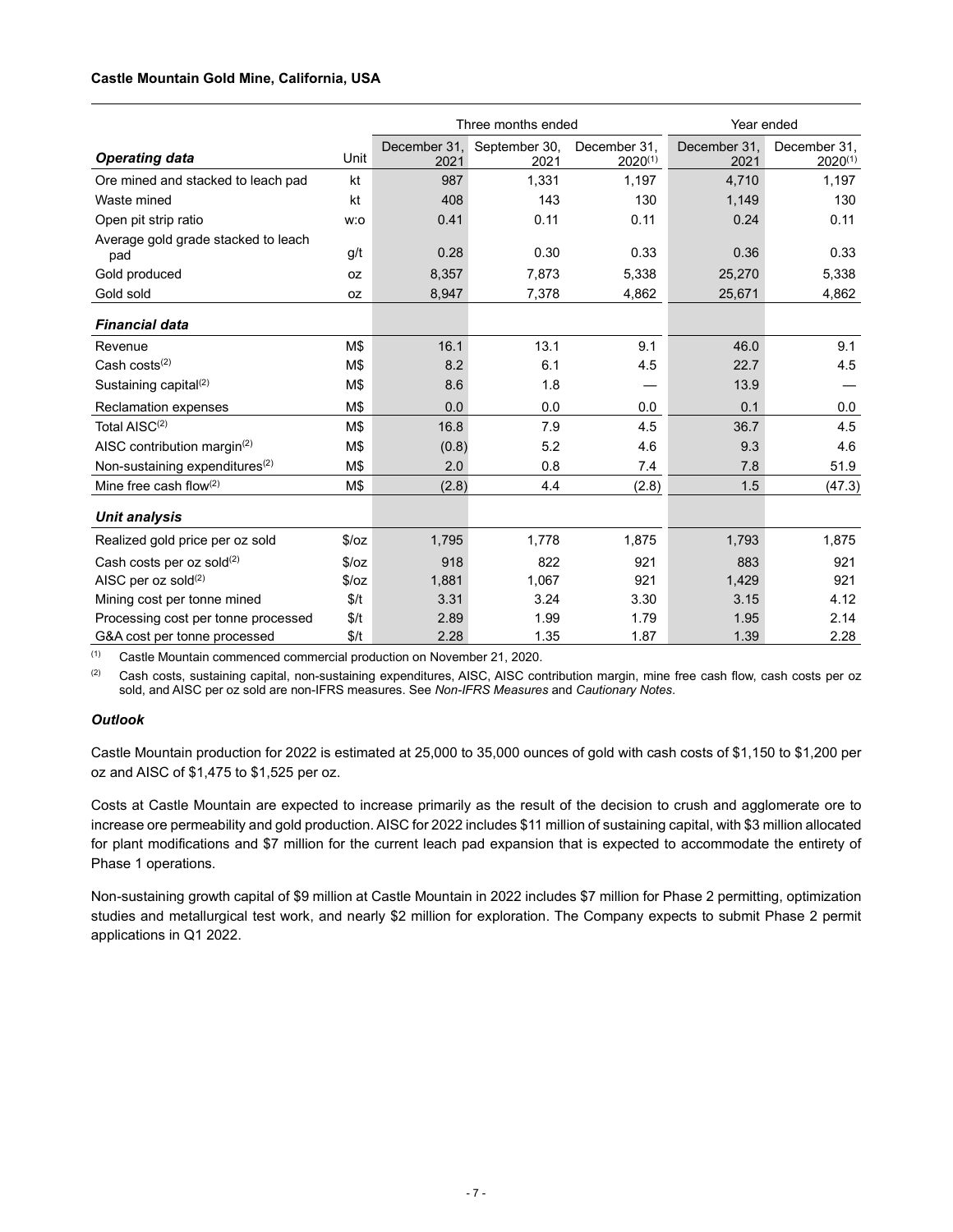**Castle Mountain Gold Mine, California, USA**

| | | Three months ended | | | Year ended | |
|---|---|---|---|---|---|---|
| ***Operating data*** | Unit | December 31, 2021 | September 30, 2021 | December 31, 2020(1) | December 31, 2021 | December 31, 2020(1) |
| Ore mined and stacked to leach pad | kt | 987 | 1,331 | 1,197 | 4,710 | 1,197 |
| Waste mined | kt | 408 | 143 | 130 | 1,149 | 130 |
| Open pit strip ratio | w:o | 0.41 | 0.11 | 0.11 | 0.24 | 0.11 |
| Average gold grade stacked to leach pad | g/t | 0.28 | 0.30 | 0.33 | 0.36 | 0.33 |
| Gold produced | oz | 8,357 | 7,873 | 5,338 | 25,270 | 5,338 |
| Gold sold | oz | 8,947 | 7,378 | 4,862 | 25,671 | 4,862 |
| ***Financial data*** | | | | | | |
| Revenue | M$ | 16.1 | 13.1 | 9.1 | 46.0 | 9.1 |
| Cash costs(2) | M$ | 8.2 | 6.1 | 4.5 | 22.7 | 4.5 |
| Sustaining capital(2) | M$ | 8.6 | 1.8 | — | 13.9 | — |
| Reclamation expenses | M$ | 0.0 | 0.0 | 0.0 | 0.1 | 0.0 |
| Total AISC(2) | M$ | 16.8 | 7.9 | 4.5 | 36.7 | 4.5 |
| AISC contribution margin(2) | M$ | (0.8) | 5.2 | 4.6 | 9.3 | 4.6 |
| Non-sustaining expenditures(2) | M$ | 2.0 | 0.8 | 7.4 | 7.8 | 51.9 |
| Mine free cash flow(2) | M$ | (2.8) | 4.4 | (2.8) | 1.5 | (47.3) |
| ***Unit analysis*** | | | | | | |
| Realized gold price per oz sold | $/oz | 1,795 | 1,778 | 1,875 | 1,793 | 1,875 |
| Cash costs per oz sold(2) | $/oz | 918 | 822 | 921 | 883 | 921 |
| AISC per oz sold(2) | $/oz | 1,881 | 1,067 | 921 | 1,429 | 921 |
| Mining cost per tonne mined | $/t | 3.31 | 3.24 | 3.30 | 3.15 | 4.12 |
| Processing cost per tonne processed | $/t | 2.89 | 1.99 | 1.79 | 1.95 | 2.14 |
| G&A cost per tonne processed | $/t | 2.28 | 1.35 | 1.87 | 1.39 | 2.28 |

(1) Castle Mountain commenced commercial production on November 21, 2020.

(2) Cash costs, sustaining capital, non-sustaining expenditures, AISC, AISC contribution margin, mine free cash flow, cash costs per oz sold, and AISC per oz sold are non-IFRS measures. See *Non-IFRS Measures* and *Cautionary Notes*.

***Outlook***

Castle Mountain production for 2022 is estimated at 25,000 to 35,000 ounces of gold with cash costs of $1,150 to $1,200 per oz and AISC of $1,475 to $1,525 per oz.

Costs at Castle Mountain are expected to increase primarily as the result of the decision to crush and agglomerate ore to increase ore permeability and gold production. AISC for 2022 includes $11 million of sustaining capital, with $3 million allocated for plant modifications and $7 million for the current leach pad expansion that is expected to accommodate the entirety of Phase 1 operations.

Non-sustaining growth capital of $9 million at Castle Mountain in 2022 includes $7 million for Phase 2 permitting, optimization studies and metallurgical test work, and nearly $2 million for exploration. The Company expects to submit Phase 2 permit applications in Q1 2022.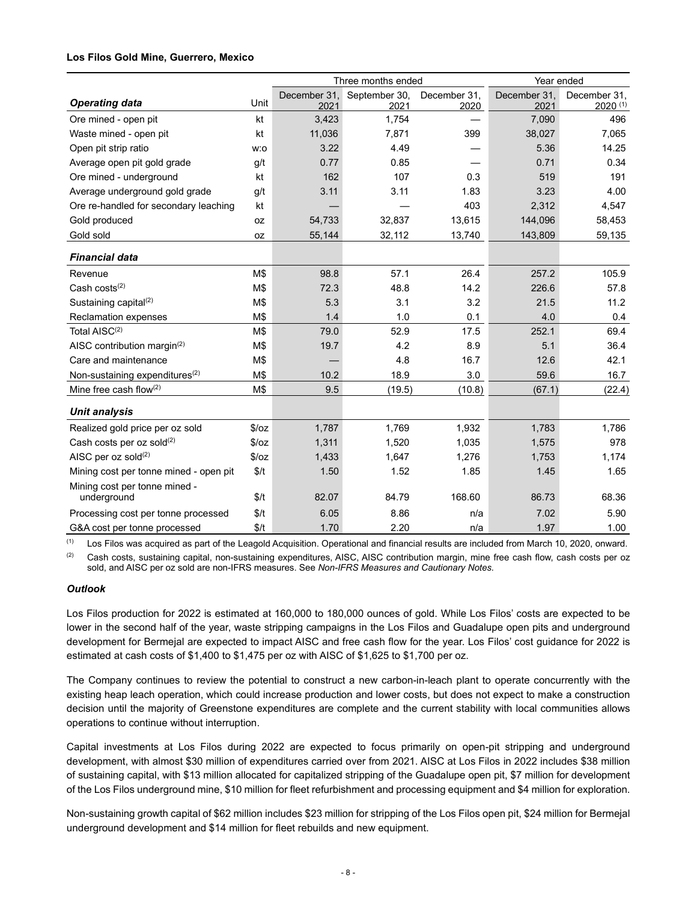**Los Filos Gold Mine, Guerrero, Mexico**

| | | Three months ended | | | Year ended | |
|---|---|---|---|---|---|---|
| ***Operating data*** | Unit | December 31, 2021 | September 30, 2021 | December 31, 2020 | December 31, 2021 | December 31, 2020 (1) |
| Ore mined - open pit | kt | 3,423 | 1,754 | — | 7,090 | 496 |
| Waste mined - open pit | kt | 11,036 | 7,871 | 399 | 38,027 | 7,065 |
| Open pit strip ratio | w:o | 3.22 | 4.49 | — | 5.36 | 14.25 |
| Average open pit gold grade | g/t | 0.77 | 0.85 | — | 0.71 | 0.34 |
| Ore mined - underground | kt | 162 | 107 | 0.3 | 519 | 191 |
| Average underground gold grade | g/t | 3.11 | 3.11 | 1.83 | 3.23 | 4.00 |
| Ore re-handled for secondary leaching | kt | — | — | 403 | 2,312 | 4,547 |
| Gold produced | oz | 54,733 | 32,837 | 13,615 | 144,096 | 58,453 |
| Gold sold | oz | 55,144 | 32,112 | 13,740 | 143,809 | 59,135 |
| ***Financial data*** | | | | | | |
| Revenue | M$ | 98.8 | 57.1 | 26.4 | 257.2 | 105.9 |
| Cash costs(2) | M$ | 72.3 | 48.8 | 14.2 | 226.6 | 57.8 |
| Sustaining capital(2) | M$ | 5.3 | 3.1 | 3.2 | 21.5 | 11.2 |
| Reclamation expenses | M$ | 1.4 | 1.0 | 0.1 | 4.0 | 0.4 |
| Total AISC(2) | M$ | 79.0 | 52.9 | 17.5 | 252.1 | 69.4 |
| AISC contribution margin(2) | M$ | 19.7 | 4.2 | 8.9 | 5.1 | 36.4 |
| Care and maintenance | M$ | — | 4.8 | 16.7 | 12.6 | 42.1 |
| Non-sustaining expenditures(2) | M$ | 10.2 | 18.9 | 3.0 | 59.6 | 16.7 |
| Mine free cash flow(2) | M$ | 9.5 | (19.5) | (10.8) | (67.1) | (22.4) |
| ***Unit analysis*** | | | | | | |
| Realized gold price per oz sold | $/oz | 1,787 | 1,769 | 1,932 | 1,783 | 1,786 |
| Cash costs per oz sold(2) | $/oz | 1,311 | 1,520 | 1,035 | 1,575 | 978 |
| AISC per oz sold(2) | $/oz | 1,433 | 1,647 | 1,276 | 1,753 | 1,174 |
| Mining cost per tonne mined - open pit | $/t | 1.50 | 1.52 | 1.85 | 1.45 | 1.65 |
| Mining cost per tonne mined - underground | $/t | 82.07 | 84.79 | 168.60 | 86.73 | 68.36 |
| Processing cost per tonne processed | $/t | 6.05 | 8.86 | n/a | 7.02 | 5.90 |
| G&A cost per tonne processed | $/t | 1.70 | 2.20 | n/a | 1.97 | 1.00 |

(1) Los Filos was acquired as part of the Leagold Acquisition. Operational and financial results are included from March 10, 2020, onward.

(2) Cash costs, sustaining capital, non-sustaining expenditures, AISC, AISC contribution margin, mine free cash flow, cash costs per oz sold, and AISC per oz sold are non-IFRS measures. See *Non-IFRS Measures and Cautionary Notes.*

***Outlook***

Los Filos production for 2022 is estimated at 160,000 to 180,000 ounces of gold. While Los Filos' costs are expected to be lower in the second half of the year, waste stripping campaigns in the Los Filos and Guadalupe open pits and underground development for Bermejal are expected to impact AISC and free cash flow for the year. Los Filos' cost guidance for 2022 is estimated at cash costs of $1,400 to $1,475 per oz with AISC of $1,625 to $1,700 per oz.

The Company continues to review the potential to construct a new carbon-in-leach plant to operate concurrently with the existing heap leach operation, which could increase production and lower costs, but does not expect to make a construction decision until the majority of Greenstone expenditures are complete and the current stability with local communities allows operations to continue without interruption.

Capital investments at Los Filos during 2022 are expected to focus primarily on open-pit stripping and underground development, with almost $30 million of expenditures carried over from 2021. AISC at Los Filos in 2022 includes $38 million of sustaining capital, with $13 million allocated for capitalized stripping of the Guadalupe open pit, $7 million for development of the Los Filos underground mine, $10 million for fleet refurbishment and processing equipment and $4 million for exploration.

Non-sustaining growth capital of $62 million includes $23 million for stripping of the Los Filos open pit, $24 million for Bermejal underground development and $14 million for fleet rebuilds and new equipment.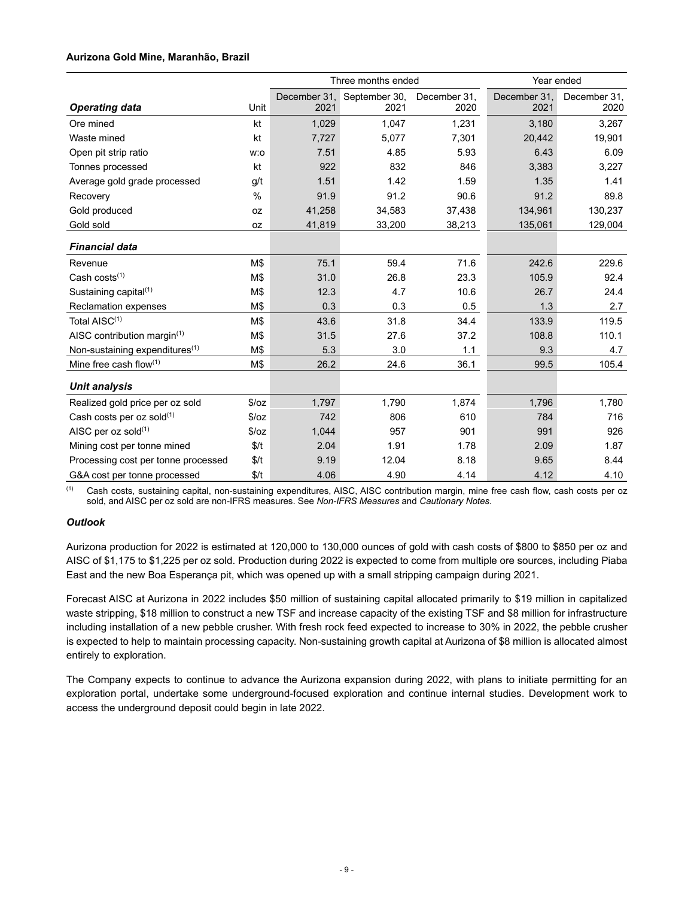**Aurizona Gold Mine, Maranhão, Brazil**

| | | Three months ended | | | Year ended | |
|---|---|---|---|---|---|---|
| ***Operating data*** | Unit | December 31, 2021 | September 30, 2021 | December 31, 2020 | December 31, 2021 | December 31, 2020 |
| Ore mined | kt | 1,029 | 1,047 | 1,231 | 3,180 | 3,267 |
| Waste mined | kt | 7,727 | 5,077 | 7,301 | 20,442 | 19,901 |
| Open pit strip ratio | w:o | 7.51 | 4.85 | 5.93 | 6.43 | 6.09 |
| Tonnes processed | kt | 922 | 832 | 846 | 3,383 | 3,227 |
| Average gold grade processed | g/t | 1.51 | 1.42 | 1.59 | 1.35 | 1.41 |
| Recovery | % | 91.9 | 91.2 | 90.6 | 91.2 | 89.8 |
| Gold produced | oz | 41,258 | 34,583 | 37,438 | 134,961 | 130,237 |
| Gold sold | oz | 41,819 | 33,200 | 38,213 | 135,061 | 129,004 |
| ***Financial data*** | | | | | | |
| Revenue | M$ | 75.1 | 59.4 | 71.6 | 242.6 | 229.6 |
| Cash costs(1) | M$ | 31.0 | 26.8 | 23.3 | 105.9 | 92.4 |
| Sustaining capital(1) | M$ | 12.3 | 4.7 | 10.6 | 26.7 | 24.4 |
| Reclamation expenses | M$ | 0.3 | 0.3 | 0.5 | 1.3 | 2.7 |
| Total AISC(1) | M$ | 43.6 | 31.8 | 34.4 | 133.9 | 119.5 |
| AISC contribution margin(1) | M$ | 31.5 | 27.6 | 37.2 | 108.8 | 110.1 |
| Non-sustaining expenditures(1) | M$ | 5.3 | 3.0 | 1.1 | 9.3 | 4.7 |
| Mine free cash flow(1) | M$ | 26.2 | 24.6 | 36.1 | 99.5 | 105.4 |
| ***Unit analysis*** | | | | | | |
| Realized gold price per oz sold | $/oz | 1,797 | 1,790 | 1,874 | 1,796 | 1,780 |
| Cash costs per oz sold(1) | $/oz | 742 | 806 | 610 | 784 | 716 |
| AISC per oz sold(1) | $/oz | 1,044 | 957 | 901 | 991 | 926 |
| Mining cost per tonne mined | $/t | 2.04 | 1.91 | 1.78 | 2.09 | 1.87 |
| Processing cost per tonne processed | $/t | 9.19 | 12.04 | 8.18 | 9.65 | 8.44 |
| G&A cost per tonne processed | $/t | 4.06 | 4.90 | 4.14 | 4.12 | 4.10 |

(1) Cash costs, sustaining capital, non-sustaining expenditures, AISC, AISC contribution margin, mine free cash flow, cash costs per oz sold, and AISC per oz sold are non-IFRS measures. See *Non-IFRS Measures* and *Cautionary Notes*.

***Outlook***

Aurizona production for 2022 is estimated at 120,000 to 130,000 ounces of gold with cash costs of $800 to $850 per oz and AISC of $1,175 to $1,225 per oz sold. Production during 2022 is expected to come from multiple ore sources, including Piaba East and the new Boa Esperança pit, which was opened up with a small stripping campaign during 2021.

Forecast AISC at Aurizona in 2022 includes $50 million of sustaining capital allocated primarily to $19 million in capitalized waste stripping, $18 million to construct a new TSF and increase capacity of the existing TSF and $8 million for infrastructure including installation of a new pebble crusher. With fresh rock feed expected to increase to 30% in 2022, the pebble crusher is expected to help to maintain processing capacity. Non-sustaining growth capital at Aurizona of $8 million is allocated almost entirely to exploration.

The Company expects to continue to advance the Aurizona expansion during 2022, with plans to initiate permitting for an exploration portal, undertake some underground-focused exploration and continue internal studies. Development work to access the underground deposit could begin in late 2022.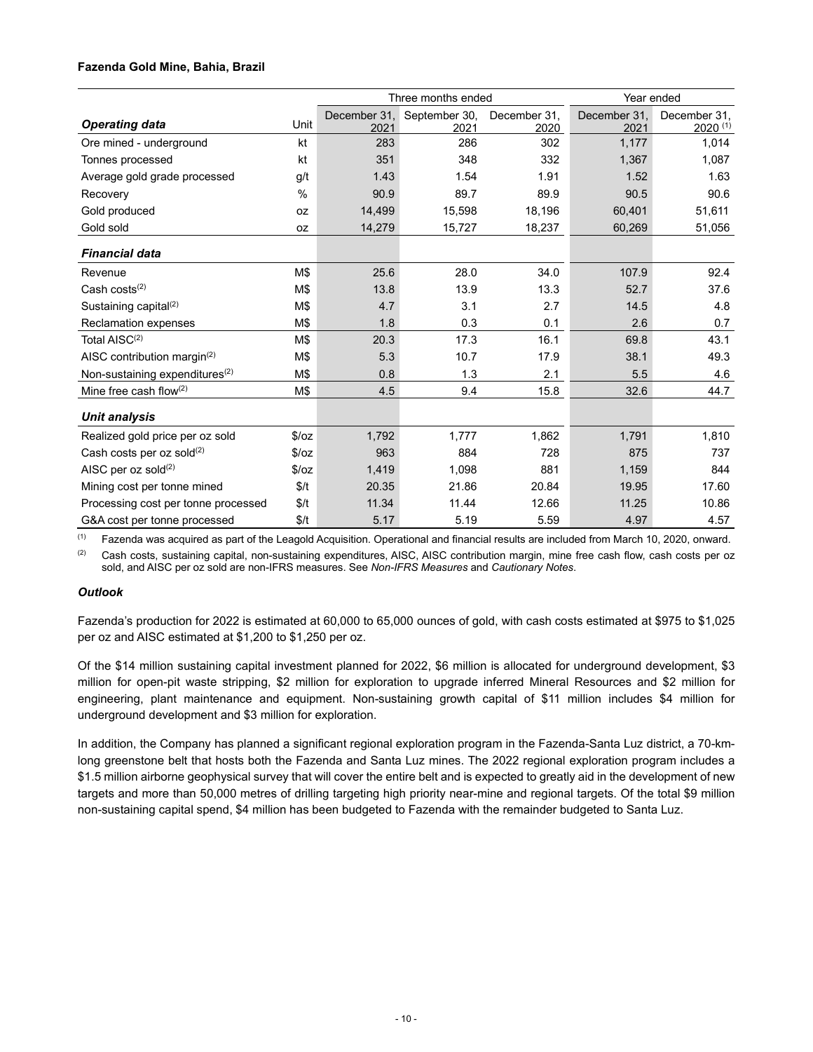**Fazenda Gold Mine, Bahia, Brazil**

| | | Three months ended | | | Year ended | |
|---|---|---|---|---|---|---|
| ***Operating data*** | Unit | December 31, 2021 | September 30, 2021 | December 31, 2020 | December 31, 2021 | December 31, 2020 [(1)] |
| Ore mined - underground | kt | 283 | 286 | 302 | 1,177 | 1,014 |
| Tonnes processed | kt | 351 | 348 | 332 | 1,367 | 1,087 |
| Average gold grade processed | g/t | 1.43 | 1.54 | 1.91 | 1.52 | 1.63 |
| Recovery | % | 90.9 | 89.7 | 89.9 | 90.5 | 90.6 |
| Gold produced | oz | 14,499 | 15,598 | 18,196 | 60,401 | 51,611 |
| Gold sold | oz | 14,279 | 15,727 | 18,237 | 60,269 | 51,056 |
| ***Financial data*** | | | | | | |
| Revenue | M$ | 25.6 | 28.0 | 34.0 | 107.9 | 92.4 |
| Cash costs[(2)] | M$ | 13.8 | 13.9 | 13.3 | 52.7 | 37.6 |
| Sustaining capital[(2)] | M$ | 4.7 | 3.1 | 2.7 | 14.5 | 4.8 |
| Reclamation expenses | M$ | 1.8 | 0.3 | 0.1 | 2.6 | 0.7 |
| Total AISC[(2)] | M$ | 20.3 | 17.3 | 16.1 | 69.8 | 43.1 |
| AISC contribution margin[(2)] | M$ | 5.3 | 10.7 | 17.9 | 38.1 | 49.3 |
| Non-sustaining expenditures[(2)] | M$ | 0.8 | 1.3 | 2.1 | 5.5 | 4.6 |
| Mine free cash flow[(2)] | M$ | 4.5 | 9.4 | 15.8 | 32.6 | 44.7 |
| ***Unit analysis*** | | | | | | |
| Realized gold price per oz sold | $/oz | 1,792 | 1,777 | 1,862 | 1,791 | 1,810 |
| Cash costs per oz sold[(2)] | $/oz | 963 | 884 | 728 | 875 | 737 |
| AISC per oz sold[(2)] | $/oz | 1,419 | 1,098 | 881 | 1,159 | 844 |
| Mining cost per tonne mined | $/t | 20.35 | 21.86 | 20.84 | 19.95 | 17.60 |
| Processing cost per tonne processed | $/t | 11.34 | 11.44 | 12.66 | 11.25 | 10.86 |
| G&A cost per tonne processed | $/t | 5.17 | 5.19 | 5.59 | 4.97 | 4.57 |

(1) Fazenda was acquired as part of the Leagold Acquisition. Operational and financial results are included from March 10, 2020, onward.

(2) Cash costs, sustaining capital, non-sustaining expenditures, AISC, AISC contribution margin, mine free cash flow, cash costs per oz sold, and AISC per oz sold are non-IFRS measures. See *Non-IFRS Measures* and *Cautionary Notes*.

***Outlook***

Fazenda's production for 2022 is estimated at 60,000 to 65,000 ounces of gold, with cash costs estimated at $975 to $1,025 per oz and AISC estimated at $1,200 to $1,250 per oz.

Of the $14 million sustaining capital investment planned for 2022, $6 million is allocated for underground development, $3 million for open-pit waste stripping, $2 million for exploration to upgrade inferred Mineral Resources and $2 million for engineering, plant maintenance and equipment. Non-sustaining growth capital of $11 million includes $4 million for underground development and $3 million for exploration.

In addition, the Company has planned a significant regional exploration program in the Fazenda-Santa Luz district, a 70-km-long greenstone belt that hosts both the Fazenda and Santa Luz mines. The 2022 regional exploration program includes a $1.5 million airborne geophysical survey that will cover the entire belt and is expected to greatly aid in the development of new targets and more than 50,000 metres of drilling targeting high priority near-mine and regional targets. Of the total $9 million non-sustaining capital spend, $4 million has been budgeted to Fazenda with the remainder budgeted to Santa Luz.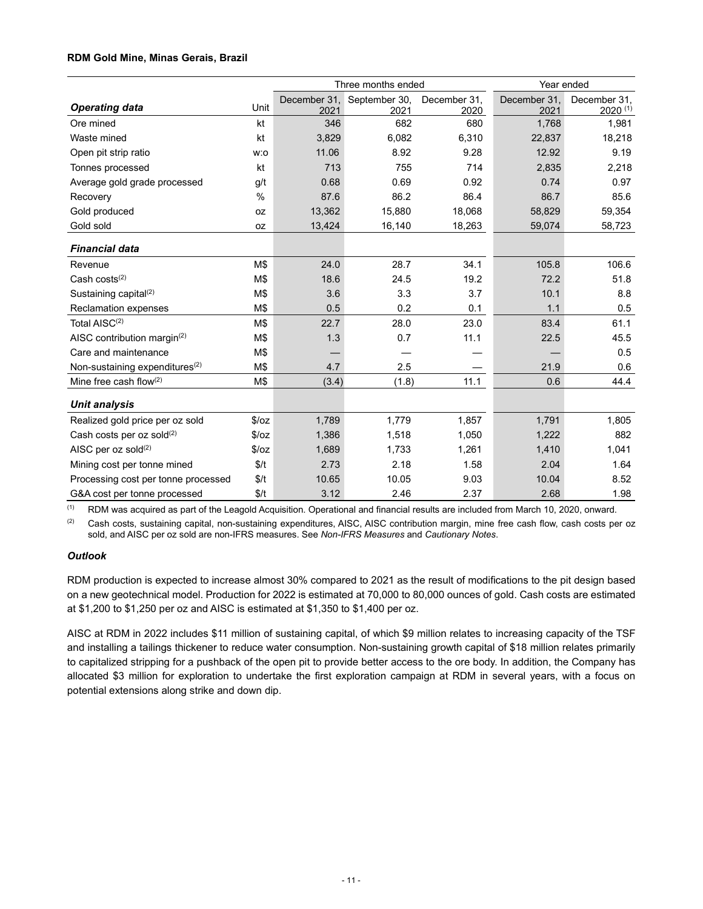**RDM Gold Mine, Minas Gerais, Brazil**

| | | Three months ended | | | Year ended | |
|---|---|---|---|---|---|---|
| ***Operating data*** | Unit | December 31, 2021 | September 30, 2021 | December 31, 2020 | December 31, 2021 | December 31, 2020 (1) |
| Ore mined | kt | 346 | 682 | 680 | 1,768 | 1,981 |
| Waste mined | kt | 3,829 | 6,082 | 6,310 | 22,837 | 18,218 |
| Open pit strip ratio | w:o | 11.06 | 8.92 | 9.28 | 12.92 | 9.19 |
| Tonnes processed | kt | 713 | 755 | 714 | 2,835 | 2,218 |
| Average gold grade processed | g/t | 0.68 | 0.69 | 0.92 | 0.74 | 0.97 |
| Recovery | % | 87.6 | 86.2 | 86.4 | 86.7 | 85.6 |
| Gold produced | oz | 13,362 | 15,880 | 18,068 | 58,829 | 59,354 |
| Gold sold | oz | 13,424 | 16,140 | 18,263 | 59,074 | 58,723 |
| ***Financial data*** | | | | | | |
| Revenue | M$ | 24.0 | 28.7 | 34.1 | 105.8 | 106.6 |
| Cash costs(2) | M$ | 18.6 | 24.5 | 19.2 | 72.2 | 51.8 |
| Sustaining capital(2) | M$ | 3.6 | 3.3 | 3.7 | 10.1 | 8.8 |
| Reclamation expenses | M$ | 0.5 | 0.2 | 0.1 | 1.1 | 0.5 |
| Total AISC(2) | M$ | 22.7 | 28.0 | 23.0 | 83.4 | 61.1 |
| AISC contribution margin(2) | M$ | 1.3 | 0.7 | 11.1 | 22.5 | 45.5 |
| Care and maintenance | M$ | — | — | — | — | 0.5 |
| Non-sustaining expenditures(2) | M$ | 4.7 | 2.5 | — | 21.9 | 0.6 |
| Mine free cash flow(2) | M$ | (3.4) | (1.8) | 11.1 | 0.6 | 44.4 |
| ***Unit analysis*** | | | | | | |
| Realized gold price per oz sold | $/oz | 1,789 | 1,779 | 1,857 | 1,791 | 1,805 |
| Cash costs per oz sold(2) | $/oz | 1,386 | 1,518 | 1,050 | 1,222 | 882 |
| AISC per oz sold(2) | $/oz | 1,689 | 1,733 | 1,261 | 1,410 | 1,041 |
| Mining cost per tonne mined | $/t | 2.73 | 2.18 | 1.58 | 2.04 | 1.64 |
| Processing cost per tonne processed | $/t | 10.65 | 10.05 | 9.03 | 10.04 | 8.52 |
| G&A cost per tonne processed | $/t | 3.12 | 2.46 | 2.37 | 2.68 | 1.98 |

(1) RDM was acquired as part of the Leagold Acquisition. Operational and financial results are included from March 10, 2020, onward.

(2) Cash costs, sustaining capital, non-sustaining expenditures, AISC, AISC contribution margin, mine free cash flow, cash costs per oz sold, and AISC per oz sold are non-IFRS measures. See *Non-IFRS Measures* and *Cautionary Notes*.

***Outlook***

RDM production is expected to increase almost 30% compared to 2021 as the result of modifications to the pit design based on a new geotechnical model. Production for 2022 is estimated at 70,000 to 80,000 ounces of gold. Cash costs are estimated at $1,200 to $1,250 per oz and AISC is estimated at $1,350 to $1,400 per oz.

AISC at RDM in 2022 includes $11 million of sustaining capital, of which $9 million relates to increasing capacity of the TSF and installing a tailings thickener to reduce water consumption. Non-sustaining growth capital of $18 million relates primarily to capitalized stripping for a pushback of the open pit to provide better access to the ore body. In addition, the Company has allocated $3 million for exploration to undertake the first exploration campaign at RDM in several years, with a focus on potential extensions along strike and down dip.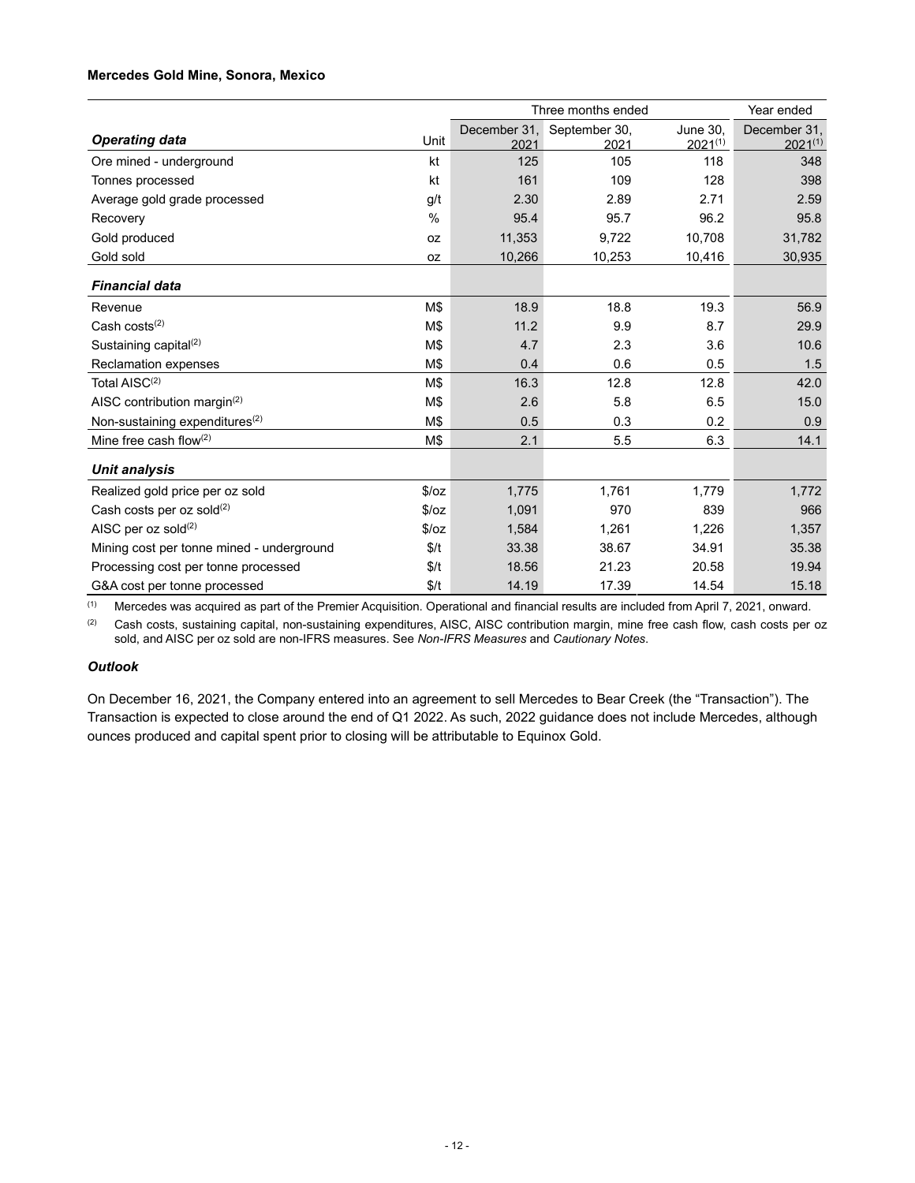**Mercedes Gold Mine, Sonora, Mexico**

| | | Three months ended | | | Year ended |
|---|---|---|---|---|---|
| ***Operating data*** | Unit | December 31, 2021 | September 30, 2021 | June 30, 2021[(1)] | December 31, 2021[(1)] |
| Ore mined - underground | kt | 125 | 105 | 118 | 348 |
| Tonnes processed | kt | 161 | 109 | 128 | 398 |
| Average gold grade processed | g/t | 2.30 | 2.89 | 2.71 | 2.59 |
| Recovery | % | 95.4 | 95.7 | 96.2 | 95.8 |
| Gold produced | oz | 11,353 | 9,722 | 10,708 | 31,782 |
| Gold sold | oz | 10,266 | 10,253 | 10,416 | 30,935 |
| ***Financial data*** | | | | | |
| Revenue | M$ | 18.9 | 18.8 | 19.3 | 56.9 |
| Cash costs[(2)] | M$ | 11.2 | 9.9 | 8.7 | 29.9 |
| Sustaining capital[(2)] | M$ | 4.7 | 2.3 | 3.6 | 10.6 |
| Reclamation expenses | M$ | 0.4 | 0.6 | 0.5 | 1.5 |
| Total AISC[(2)] | M$ | 16.3 | 12.8 | 12.8 | 42.0 |
| AISC contribution margin[(2)] | M$ | 2.6 | 5.8 | 6.5 | 15.0 |
| Non-sustaining expenditures[(2)] | M$ | 0.5 | 0.3 | 0.2 | 0.9 |
| Mine free cash flow[(2)] | M$ | 2.1 | 5.5 | 6.3 | 14.1 |
| ***Unit analysis*** | | | | | |
| Realized gold price per oz sold | $/oz | 1,775 | 1,761 | 1,779 | 1,772 |
| Cash costs per oz sold[(2)] | $/oz | 1,091 | 970 | 839 | 966 |
| AISC per oz sold[(2)] | $/oz | 1,584 | 1,261 | 1,226 | 1,357 |
| Mining cost per tonne mined - underground | $/t | 33.38 | 38.67 | 34.91 | 35.38 |
| Processing cost per tonne processed | $/t | 18.56 | 21.23 | 20.58 | 19.94 |
| G&A cost per tonne processed | $/t | 14.19 | 17.39 | 14.54 | 15.18 |

(1) Mercedes was acquired as part of the Premier Acquisition. Operational and financial results are included from April 7, 2021, onward.

(2) Cash costs, sustaining capital, non-sustaining expenditures, AISC, AISC contribution margin, mine free cash flow, cash costs per oz sold, and AISC per oz sold are non-IFRS measures. See *Non-IFRS Measures* and *Cautionary Notes*.

***Outlook***

On December 16, 2021, the Company entered into an agreement to sell Mercedes to Bear Creek (the "Transaction"). The Transaction is expected to close around the end of Q1 2022. As such, 2022 guidance does not include Mercedes, although ounces produced and capital spent prior to closing will be attributable to Equinox Gold.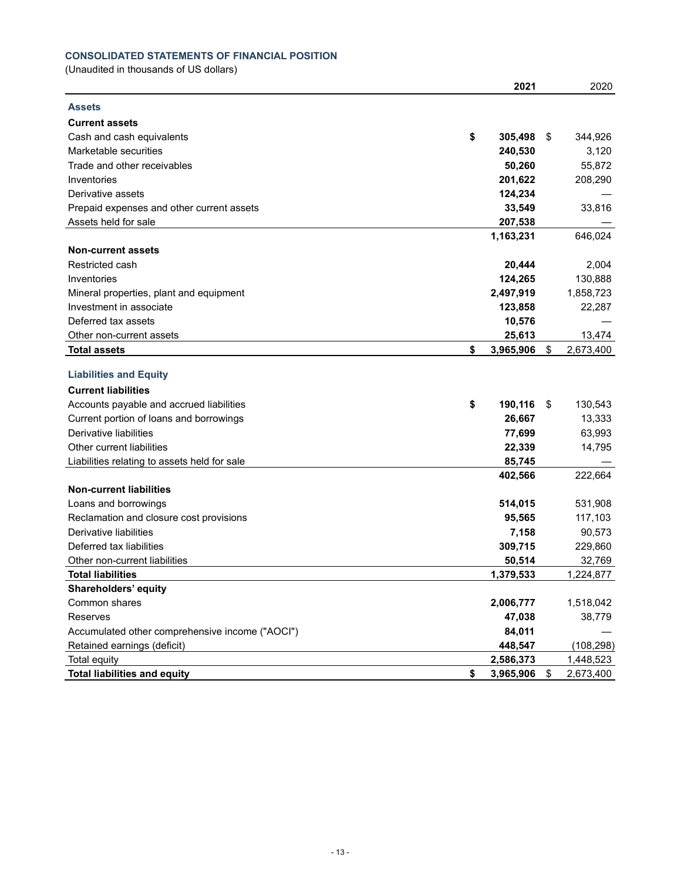### CONSOLIDATED STATEMENTS OF FINANCIAL POSITION

(Unaudited in thousands of US dollars)

| | 2021 | 2020 |
|---|---|---|
| **Assets** | | |
| **Current assets** | | |
| Cash and cash equivalents | **$ 305,498** | $ 344,926 |
| Marketable securities | **240,530** | 3,120 |
| Trade and other receivables | **50,260** | 55,872 |
| Inventories | **201,622** | 208,290 |
| Derivative assets | **124,234** | — |
| Prepaid expenses and other current assets | **33,549** | 33,816 |
| Assets held for sale | **207,538** | — |
| | **1,163,231** | 646,024 |
| **Non-current assets** | | |
| Restricted cash | **20,444** | 2,004 |
| Inventories | **124,265** | 130,888 |
| Mineral properties, plant and equipment | **2,497,919** | 1,858,723 |
| Investment in associate | **123,858** | 22,287 |
| Deferred tax assets | **10,576** | — |
| Other non-current assets | **25,613** | 13,474 |
| **Total assets** | **$ 3,965,906** | $ 2,673,400 |
| **Liabilities and Equity** | | |
| **Current liabilities** | | |
| Accounts payable and accrued liabilities | **$ 190,116** | $ 130,543 |
| Current portion of loans and borrowings | **26,667** | 13,333 |
| Derivative liabilities | **77,699** | 63,993 |
| Other current liabilities | **22,339** | 14,795 |
| Liabilities relating to assets held for sale | **85,745** | — |
| | **402,566** | 222,664 |
| **Non-current liabilities** | | |
| Loans and borrowings | **514,015** | 531,908 |
| Reclamation and closure cost provisions | **95,565** | 117,103 |
| Derivative liabilities | **7,158** | 90,573 |
| Deferred tax liabilities | **309,715** | 229,860 |
| Other non-current liabilities | **50,514** | 32,769 |
| **Total liabilities** | **1,379,533** | 1,224,877 |
| **Shareholders' equity** | | |
| Common shares | **2,006,777** | 1,518,042 |
| Reserves | **47,038** | 38,779 |
| Accumulated other comprehensive income ("AOCI") | **84,011** | — |
| Retained earnings (deficit) | **448,547** | (108,298) |
| Total equity | **2,586,373** | 1,448,523 |
| **Total liabilities and equity** | **$ 3,965,906** | $ 2,673,400 |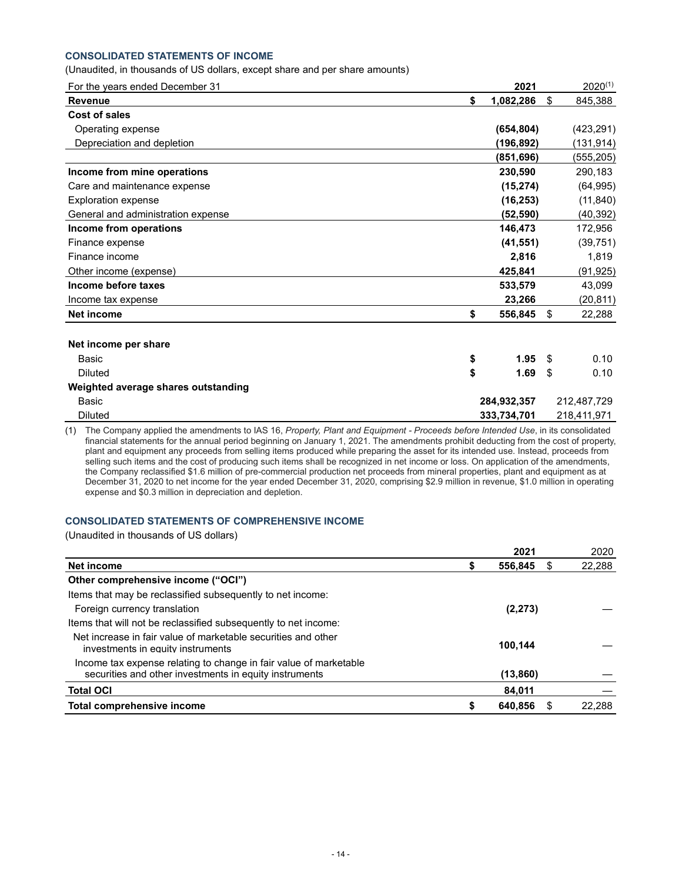### CONSOLIDATED STATEMENTS OF INCOME

(Unaudited, in thousands of US dollars, except share and per share amounts)

| For the years ended December 31 | 2021 | 2020[(1)] |
|---|---|---|
| **Revenue** | **$ 1,082,286** | $ 845,388 |
| **Cost of sales** | | |
| Operating expense | **(654,804)** | (423,291) |
| Depreciation and depletion | **(196,892)** | (131,914) |
| | **(851,696)** | (555,205) |
| **Income from mine operations** | **230,590** | 290,183 |
| Care and maintenance expense | **(15,274)** | (64,995) |
| Exploration expense | **(16,253)** | (11,840) |
| General and administration expense | **(52,590)** | (40,392) |
| **Income from operations** | **146,473** | 172,956 |
| Finance expense | **(41,551)** | (39,751) |
| Finance income | **2,816** | 1,819 |
| Other income (expense) | **425,841** | (91,925) |
| **Income before taxes** | **533,579** | 43,099 |
| Income tax expense | **23,266** | (20,811) |
| **Net income** | **$ 556,845** | $ 22,288 |
| | | |
| **Net income per share** | | |
| Basic | **$ 1.95** | $ 0.10 |
| Diluted | **$ 1.69** | $ 0.10 |
| **Weighted average shares outstanding** | | |
| Basic | **284,932,357** | 212,487,729 |
| Diluted | **333,734,701** | 218,411,971 |

(1) The Company applied the amendments to IAS 16, *Property, Plant and Equipment - Proceeds before Intended Use*, in its consolidated financial statements for the annual period beginning on January 1, 2021. The amendments prohibit deducting from the cost of property, plant and equipment any proceeds from selling items produced while preparing the asset for its intended use. Instead, proceeds from selling such items and the cost of producing such items shall be recognized in net income or loss. On application of the amendments, the Company reclassified $1.6 million of pre-commercial production net proceeds from mineral properties, plant and equipment as at December 31, 2020 to net income for the year ended December 31, 2020, comprising $2.9 million in revenue, $1.0 million in operating expense and $0.3 million in depreciation and depletion.

### CONSOLIDATED STATEMENTS OF COMPREHENSIVE INCOME

(Unaudited in thousands of US dollars)

| | 2021 | 2020 |
|---|---|---|
| **Net income** | **$ 556,845** | $ 22,288 |
| **Other comprehensive income ("OCI")** | | |
| Items that may be reclassified subsequently to net income: | | |
| Foreign currency translation | **(2,273)** | — |
| Items that will not be reclassified subsequently to net income: | | |
| Net increase in fair value of marketable securities and other investments in equity instruments | **100,144** | — |
| Income tax expense relating to change in fair value of marketable securities and other investments in equity instruments | **(13,860)** | — |
| **Total OCI** | **84,011** | — |
| **Total comprehensive income** | **$ 640,856** | $ 22,288 |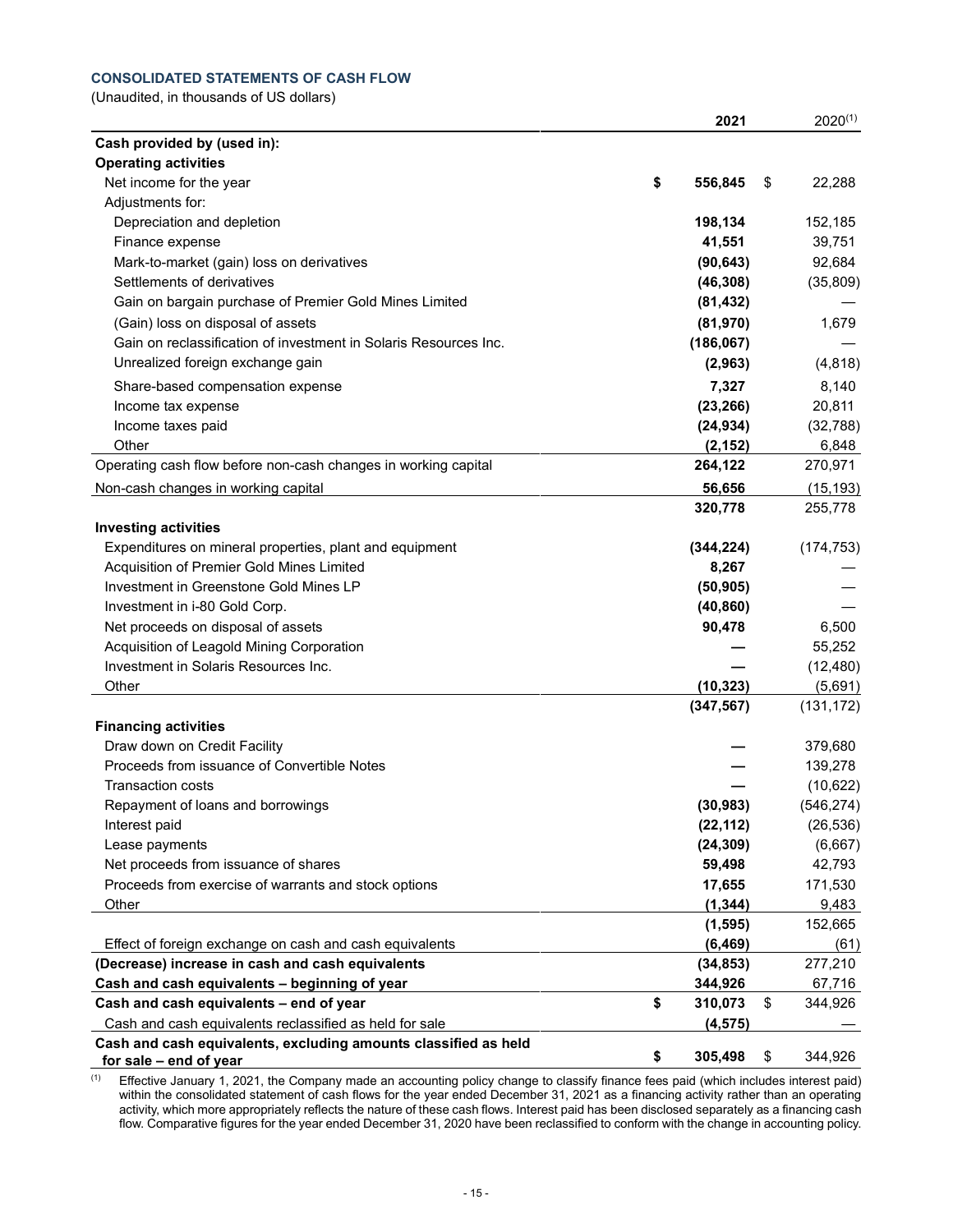### CONSOLIDATED STATEMENTS OF CASH FLOW

(Unaudited, in thousands of US dollars)

| | 2021 | 2020[(1)] |
|---|---|---|
| **Cash provided by (used in):** | | |
| **Operating activities** | | |
| Net income for the year | **$ 556,845** | $ 22,288 |
| Adjustments for: | | |
| Depreciation and depletion | **198,134** | 152,185 |
| Finance expense | **41,551** | 39,751 |
| Mark-to-market (gain) loss on derivatives | **(90,643)** | 92,684 |
| Settlements of derivatives | **(46,308)** | (35,809) |
| Gain on bargain purchase of Premier Gold Mines Limited | **(81,432)** | — |
| (Gain) loss on disposal of assets | **(81,970)** | 1,679 |
| Gain on reclassification of investment in Solaris Resources Inc. | **(186,067)** | — |
| Unrealized foreign exchange gain | **(2,963)** | (4,818) |
| Share-based compensation expense | **7,327** | 8,140 |
| Income tax expense | **(23,266)** | 20,811 |
| Income taxes paid | **(24,934)** | (32,788) |
| Other | **(2,152)** | 6,848 |
| Operating cash flow before non-cash changes in working capital | **264,122** | 270,971 |
| Non-cash changes in working capital | **56,656** | (15,193) |
| | **320,778** | 255,778 |
| **Investing activities** | | |
| Expenditures on mineral properties, plant and equipment | **(344,224)** | (174,753) |
| Acquisition of Premier Gold Mines Limited | **8,267** | — |
| Investment in Greenstone Gold Mines LP | **(50,905)** | — |
| Investment in i-80 Gold Corp. | **(40,860)** | — |
| Net proceeds on disposal of assets | **90,478** | 6,500 |
| Acquisition of Leagold Mining Corporation | **—** | 55,252 |
| Investment in Solaris Resources Inc. | **—** | (12,480) |
| Other | **(10,323)** | (5,691) |
| | **(347,567)** | (131,172) |
| **Financing activities** | | |
| Draw down on Credit Facility | **—** | 379,680 |
| Proceeds from issuance of Convertible Notes | **—** | 139,278 |
| Transaction costs | **—** | (10,622) |
| Repayment of loans and borrowings | **(30,983)** | (546,274) |
| Interest paid | **(22,112)** | (26,536) |
| Lease payments | **(24,309)** | (6,667) |
| Net proceeds from issuance of shares | **59,498** | 42,793 |
| Proceeds from exercise of warrants and stock options | **17,655** | 171,530 |
| Other | **(1,344)** | 9,483 |
| | **(1,595)** | 152,665 |
| Effect of foreign exchange on cash and cash equivalents | **(6,469)** | (61) |
| **(Decrease) increase in cash and cash equivalents** | **(34,853)** | 277,210 |
| **Cash and cash equivalents – beginning of year** | **344,926** | 67,716 |
| **Cash and cash equivalents – end of year** | **$ 310,073** | $ 344,926 |
| Cash and cash equivalents reclassified as held for sale | **(4,575)** | — |
| **Cash and cash equivalents, excluding amounts classified as held for sale – end of year** | **$ 305,498** | $ 344,926 |

(1) Effective January 1, 2021, the Company made an accounting policy change to classify finance fees paid (which includes interest paid) within the consolidated statement of cash flows for the year ended December 31, 2021 as a financing activity rather than an operating activity, which more appropriately reflects the nature of these cash flows. Interest paid has been disclosed separately as a financing cash flow. Comparative figures for the year ended December 31, 2020 have been reclassified to conform with the change in accounting policy.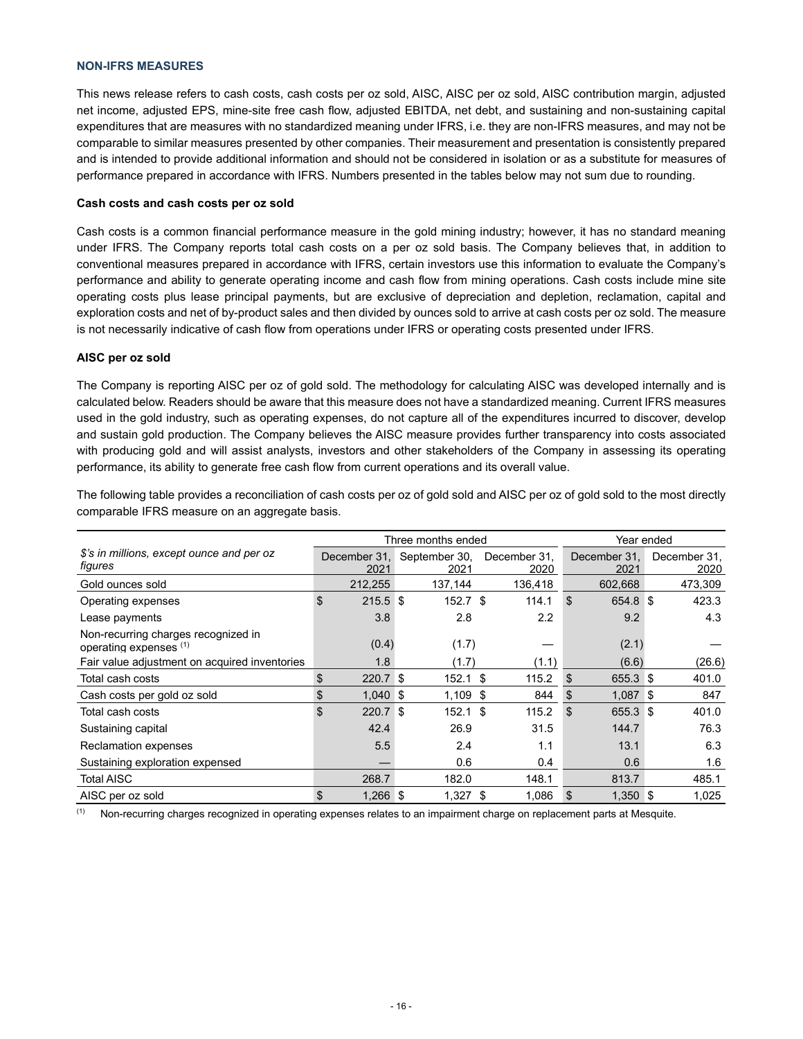## NON-IFRS MEASURES

This news release refers to cash costs, cash costs per oz sold, AISC, AISC per oz sold, AISC contribution margin, adjusted net income, adjusted EPS, mine-site free cash flow, adjusted EBITDA, net debt, and sustaining and non-sustaining capital expenditures that are measures with no standardized meaning under IFRS, i.e. they are non-IFRS measures, and may not be comparable to similar measures presented by other companies. Their measurement and presentation is consistently prepared and is intended to provide additional information and should not be considered in isolation or as a substitute for measures of performance prepared in accordance with IFRS. Numbers presented in the tables below may not sum due to rounding.

### Cash costs and cash costs per oz sold

Cash costs is a common financial performance measure in the gold mining industry; however, it has no standard meaning under IFRS. The Company reports total cash costs on a per oz sold basis. The Company believes that, in addition to conventional measures prepared in accordance with IFRS, certain investors use this information to evaluate the Company's performance and ability to generate operating income and cash flow from mining operations. Cash costs include mine site operating costs plus lease principal payments, but are exclusive of depreciation and depletion, reclamation, capital and exploration costs and net of by-product sales and then divided by ounces sold to arrive at cash costs per oz sold. The measure is not necessarily indicative of cash flow from operations under IFRS or operating costs presented under IFRS.

### AISC per oz sold

The Company is reporting AISC per oz of gold sold. The methodology for calculating AISC was developed internally and is calculated below. Readers should be aware that this measure does not have a standardized meaning. Current IFRS measures used in the gold industry, such as operating expenses, do not capture all of the expenditures incurred to discover, develop and sustain gold production. The Company believes the AISC measure provides further transparency into costs associated with producing gold and will assist analysts, investors and other stakeholders of the Company in assessing its operating performance, its ability to generate free cash flow from current operations and its overall value.

The following table provides a reconciliation of cash costs per oz of gold sold and AISC per oz of gold sold to the most directly comparable IFRS measure on an aggregate basis.

| | Three months ended | | | Year ended | |
|---|---|---|---|---|---|
| *$'s in millions, except ounce and per oz figures* | December 31, 2021 | September 30, 2021 | December 31, 2020 | December 31, 2021 | December 31, 2020 |
| Gold ounces sold | 212,255 | 137,144 | 136,418 | 602,668 | 473,309 |
| Operating expenses | $ 215.5 | $ 152.7 | $ 114.1 | $ 654.8 | $ 423.3 |
| Lease payments | 3.8 | 2.8 | 2.2 | 9.2 | 4.3 |
| Non-recurring charges recognized in operating expenses (1) | (0.4) | (1.7) | — | (2.1) | — |
| Fair value adjustment on acquired inventories | 1.8 | (1.7) | (1.1) | (6.6) | (26.6) |
| Total cash costs | $ 220.7 | $ 152.1 | $ 115.2 | $ 655.3 | $ 401.0 |
| Cash costs per gold oz sold | $ 1,040 | $ 1,109 | $ 844 | $ 1,087 | $ 847 |
| Total cash costs | $ 220.7 | $ 152.1 | $ 115.2 | $ 655.3 | $ 401.0 |
| Sustaining capital | 42.4 | 26.9 | 31.5 | 144.7 | 76.3 |
| Reclamation expenses | 5.5 | 2.4 | 1.1 | 13.1 | 6.3 |
| Sustaining exploration expensed | — | 0.6 | 0.4 | 0.6 | 1.6 |
| Total AISC | 268.7 | 182.0 | 148.1 | 813.7 | 485.1 |
| AISC per oz sold | $ 1,266 | $ 1,327 | $ 1,086 | $ 1,350 | $ 1,025 |

(1) Non-recurring charges recognized in operating expenses relates to an impairment charge on replacement parts at Mesquite.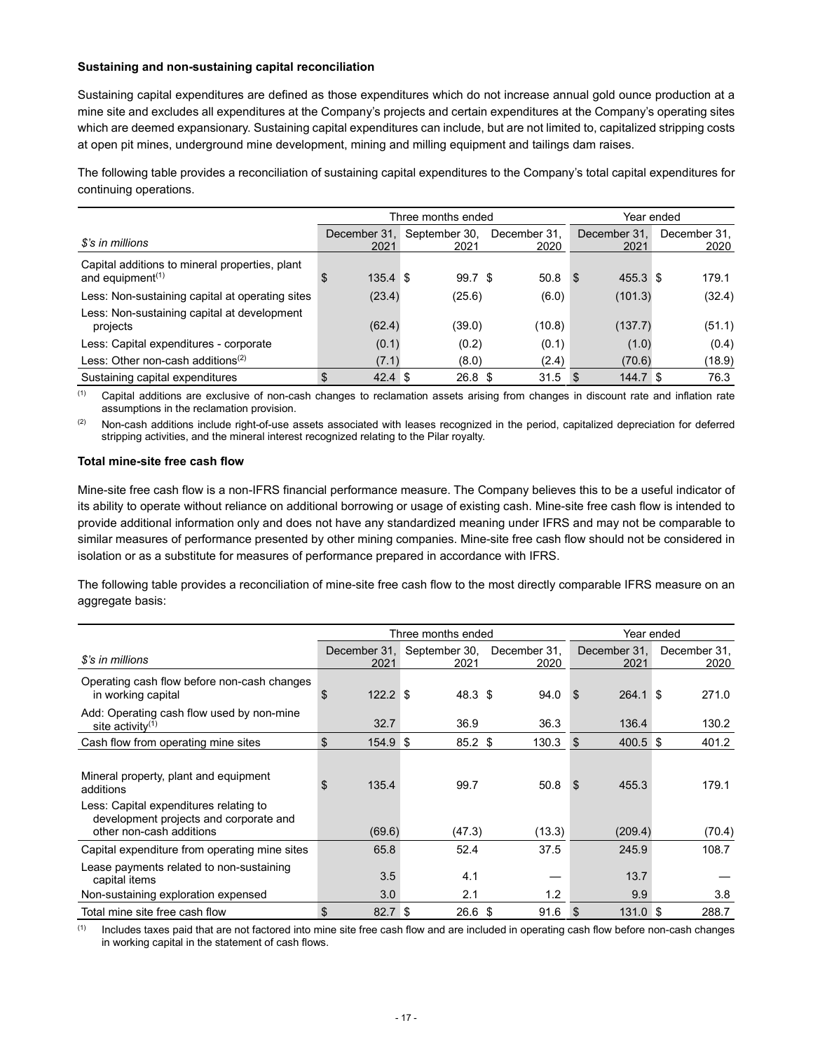**Sustaining and non-sustaining capital reconciliation**

Sustaining capital expenditures are defined as those expenditures which do not increase annual gold ounce production at a mine site and excludes all expenditures at the Company's projects and certain expenditures at the Company's operating sites which are deemed expansionary. Sustaining capital expenditures can include, but are not limited to, capitalized stripping costs at open pit mines, underground mine development, mining and milling equipment and tailings dam raises.

The following table provides a reconciliation of sustaining capital expenditures to the Company's total capital expenditures for continuing operations.

| | Three months ended | | | Year ended | |
|---|---|---|---|---|---|
| *$'s in millions* | December 31, 2021 | September 30, 2021 | December 31, 2020 | December 31, 2021 | December 31, 2020 |
| Capital additions to mineral properties, plant and equipment[(1)] | $ 135.4 | $ 99.7 | $ 50.8 | $ 455.3 | $ 179.1 |
| Less: Non-sustaining capital at operating sites | (23.4) | (25.6) | (6.0) | (101.3) | (32.4) |
| Less: Non-sustaining capital at development projects | (62.4) | (39.0) | (10.8) | (137.7) | (51.1) |
| Less: Capital expenditures - corporate | (0.1) | (0.2) | (0.1) | (1.0) | (0.4) |
| Less: Other non-cash additions[(2)] | (7.1) | (8.0) | (2.4) | (70.6) | (18.9) |
| Sustaining capital expenditures | $ 42.4 | $ 26.8 | $ 31.5 | $ 144.7 | $ 76.3 |

(1) Capital additions are exclusive of non-cash changes to reclamation assets arising from changes in discount rate and inflation rate assumptions in the reclamation provision.

(2) Non-cash additions include right-of-use assets associated with leases recognized in the period, capitalized depreciation for deferred stripping activities, and the mineral interest recognized relating to the Pilar royalty.

**Total mine-site free cash flow**

Mine-site free cash flow is a non-IFRS financial performance measure. The Company believes this to be a useful indicator of its ability to operate without reliance on additional borrowing or usage of existing cash. Mine-site free cash flow is intended to provide additional information only and does not have any standardized meaning under IFRS and may not be comparable to similar measures of performance presented by other mining companies. Mine-site free cash flow should not be considered in isolation or as a substitute for measures of performance prepared in accordance with IFRS.

The following table provides a reconciliation of mine-site free cash flow to the most directly comparable IFRS measure on an aggregate basis:

| | Three months ended | | | Year ended | |
|---|---|---|---|---|---|
| *$'s in millions* | December 31, 2021 | September 30, 2021 | December 31, 2020 | December 31, 2021 | December 31, 2020 |
| Operating cash flow before non-cash changes in working capital | $ 122.2 | $ 48.3 | $ 94.0 | $ 264.1 | $ 271.0 |
| Add: Operating cash flow used by non-mine site activity[(1)] | 32.7 | 36.9 | 36.3 | 136.4 | 130.2 |
| Cash flow from operating mine sites | $ 154.9 | $ 85.2 | $ 130.3 | $ 400.5 | $ 401.2 |
| Mineral property, plant and equipment additions | $ 135.4 | 99.7 | 50.8 | $ 455.3 | 179.1 |
| Less: Capital expenditures relating to development projects and corporate and other non-cash additions | (69.6) | (47.3) | (13.3) | (209.4) | (70.4) |
| Capital expenditure from operating mine sites | 65.8 | 52.4 | 37.5 | 245.9 | 108.7 |
| Lease payments related to non-sustaining capital items | 3.5 | 4.1 | — | 13.7 | — |
| Non-sustaining exploration expensed | 3.0 | 2.1 | 1.2 | 9.9 | 3.8 |
| Total mine site free cash flow | $ 82.7 | $ 26.6 | $ 91.6 | $ 131.0 | $ 288.7 |

(1) Includes taxes paid that are not factored into mine site free cash flow and are included in operating cash flow before non-cash changes in working capital in the statement of cash flows.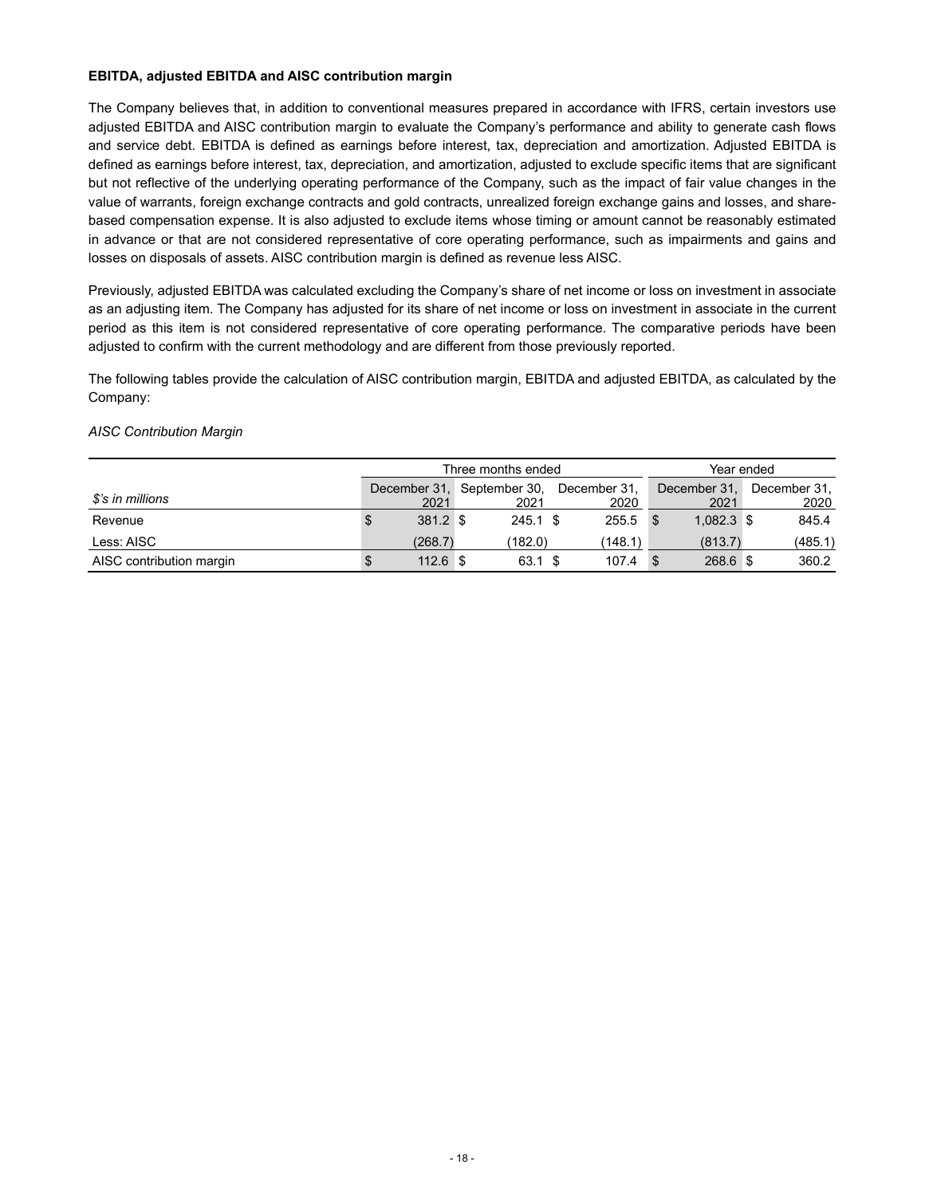**EBITDA, adjusted EBITDA and AISC contribution margin**

The Company believes that, in addition to conventional measures prepared in accordance with IFRS, certain investors use adjusted EBITDA and AISC contribution margin to evaluate the Company's performance and ability to generate cash flows and service debt. EBITDA is defined as earnings before interest, tax, depreciation and amortization. Adjusted EBITDA is defined as earnings before interest, tax, depreciation, and amortization, adjusted to exclude specific items that are significant but not reflective of the underlying operating performance of the Company, such as the impact of fair value changes in the value of warrants, foreign exchange contracts and gold contracts, unrealized foreign exchange gains and losses, and share-based compensation expense. It is also adjusted to exclude items whose timing or amount cannot be reasonably estimated in advance or that are not considered representative of core operating performance, such as impairments and gains and losses on disposals of assets. AISC contribution margin is defined as revenue less AISC.

Previously, adjusted EBITDA was calculated excluding the Company's share of net income or loss on investment in associate as an adjusting item. The Company has adjusted for its share of net income or loss on investment in associate in the current period as this item is not considered representative of core operating performance. The comparative periods have been adjusted to confirm with the current methodology and are different from those previously reported.

The following tables provide the calculation of AISC contribution margin, EBITDA and adjusted EBITDA, as calculated by the Company:

*AISC Contribution Margin*

| | Three months ended | | | Year ended | |
|---|---|---|---|---|---|
| *$'s in millions* | December 31, 2021 | September 30, 2021 | December 31, 2020 | December 31, 2021 | December 31, 2020 |
| Revenue | $ 381.2 | $ 245.1 | $ 255.5 | $ 1,082.3 | $ 845.4 |
| Less: AISC | (268.7) | (182.0) | (148.1) | (813.7) | (485.1) |
| AISC contribution margin | $ 112.6 | $ 63.1 | $ 107.4 | $ 268.6 | $ 360.2 |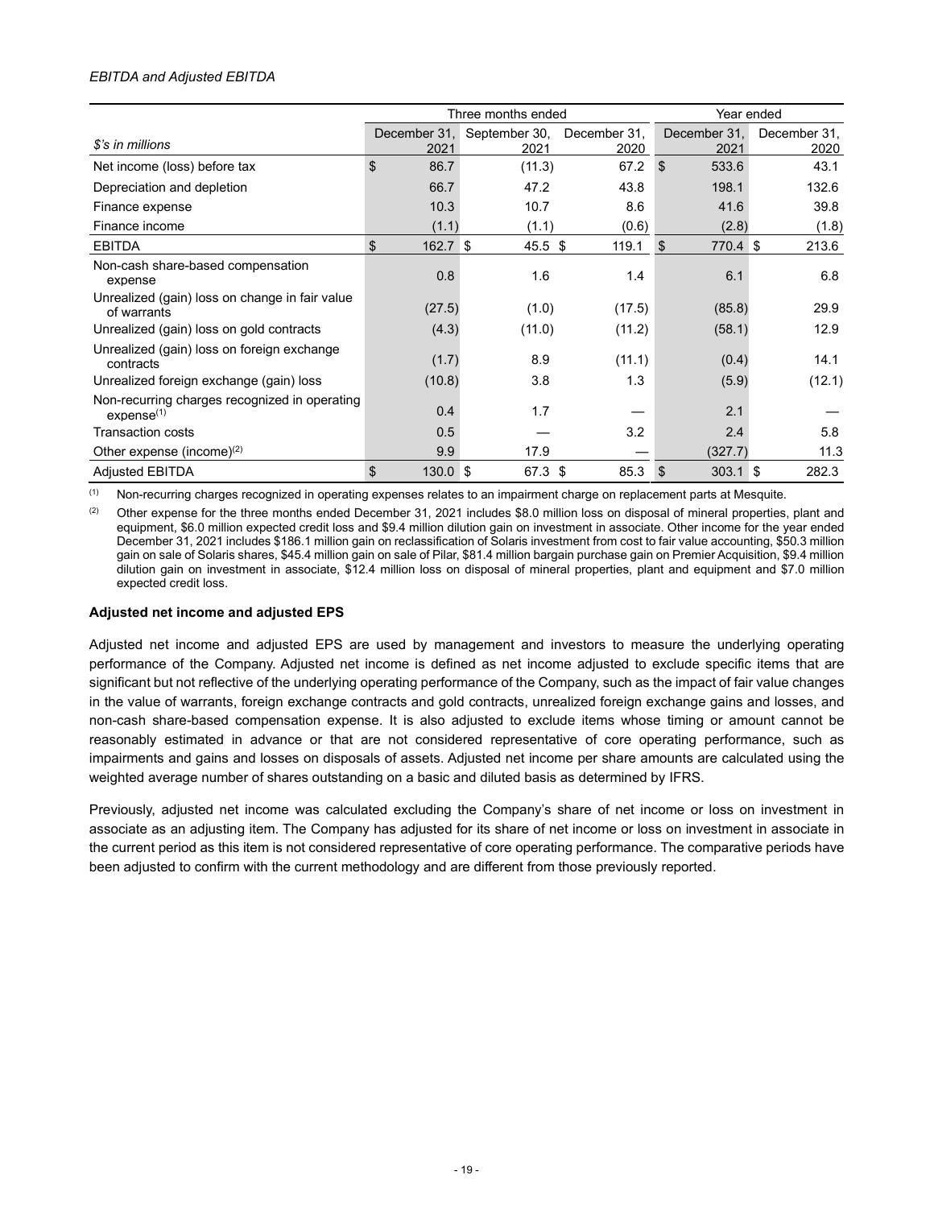*EBITDA and Adjusted EBITDA*

| | Three months ended | | | Year ended | |
|---|---|---|---|---|---|
| *$'s in millions* | December 31, 2021 | September 30, 2021 | December 31, 2020 | December 31, 2021 | December 31, 2020 |
| Net income (loss) before tax | $ 86.7 | (11.3) | 67.2 | $ 533.6 | 43.1 |
| Depreciation and depletion | 66.7 | 47.2 | 43.8 | 198.1 | 132.6 |
| Finance expense | 10.3 | 10.7 | 8.6 | 41.6 | 39.8 |
| Finance income | (1.1) | (1.1) | (0.6) | (2.8) | (1.8) |
| EBITDA | $ 162.7 | $ 45.5 | $ 119.1 | $ 770.4 | $ 213.6 |
| Non-cash share-based compensation expense | 0.8 | 1.6 | 1.4 | 6.1 | 6.8 |
| Unrealized (gain) loss on change in fair value of warrants | (27.5) | (1.0) | (17.5) | (85.8) | 29.9 |
| Unrealized (gain) loss on gold contracts | (4.3) | (11.0) | (11.2) | (58.1) | 12.9 |
| Unrealized (gain) loss on foreign exchange contracts | (1.7) | 8.9 | (11.1) | (0.4) | 14.1 |
| Unrealized foreign exchange (gain) loss | (10.8) | 3.8 | 1.3 | (5.9) | (12.1) |
| Non-recurring charges recognized in operating expense[(1)] | 0.4 | 1.7 | — | 2.1 | — |
| Transaction costs | 0.5 | — | 3.2 | 2.4 | 5.8 |
| Other expense (income)[(2)] | 9.9 | 17.9 | — | (327.7) | 11.3 |
| Adjusted EBITDA | $ 130.0 | $ 67.3 | $ 85.3 | $ 303.1 | $ 282.3 |

(1) Non-recurring charges recognized in operating expenses relates to an impairment charge on replacement parts at Mesquite.

(2) Other expense for the three months ended December 31, 2021 includes $8.0 million loss on disposal of mineral properties, plant and equipment, $6.0 million expected credit loss and $9.4 million dilution gain on investment in associate. Other income for the year ended December 31, 2021 includes $186.1 million gain on reclassification of Solaris investment from cost to fair value accounting, $50.3 million gain on sale of Solaris shares, $45.4 million gain on sale of Pilar, $81.4 million bargain purchase gain on Premier Acquisition, $9.4 million dilution gain on investment in associate, $12.4 million loss on disposal of mineral properties, plant and equipment and $7.0 million expected credit loss.

**Adjusted net income and adjusted EPS**

Adjusted net income and adjusted EPS are used by management and investors to measure the underlying operating performance of the Company. Adjusted net income is defined as net income adjusted to exclude specific items that are significant but not reflective of the underlying operating performance of the Company, such as the impact of fair value changes in the value of warrants, foreign exchange contracts and gold contracts, unrealized foreign exchange gains and losses, and non-cash share-based compensation expense. It is also adjusted to exclude items whose timing or amount cannot be reasonably estimated in advance or that are not considered representative of core operating performance, such as impairments and gains and losses on disposals of assets. Adjusted net income per share amounts are calculated using the weighted average number of shares outstanding on a basic and diluted basis as determined by IFRS.

Previously, adjusted net income was calculated excluding the Company's share of net income or loss on investment in associate as an adjusting item. The Company has adjusted for its share of net income or loss on investment in associate in the current period as this item is not considered representative of core operating performance. The comparative periods have been adjusted to confirm with the current methodology and are different from those previously reported.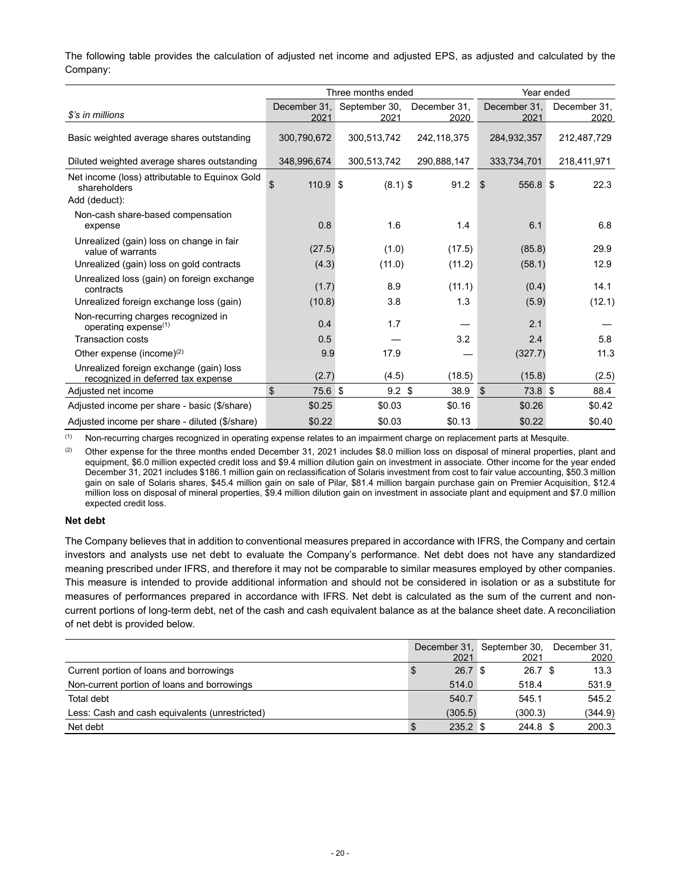The following table provides the calculation of adjusted net income and adjusted EPS, as adjusted and calculated by the Company:

| | Three months ended | | | Year ended | |
|---|---|---|---|---|---|
| *$'s in millions* | December 31, 2021 | September 30, 2021 | December 31, 2020 | December 31, 2021 | December 31, 2020 |
| Basic weighted average shares outstanding | 300,790,672 | 300,513,742 | 242,118,375 | 284,932,357 | 212,487,729 |
| Diluted weighted average shares outstanding | 348,996,674 | 300,513,742 | 290,888,147 | 333,734,701 | 218,411,971 |
| Net income (loss) attributable to Equinox Gold shareholders | $ 110.9 | $ (8.1) | $ 91.2 | $ 556.8 | $ 22.3 |
| Add (deduct): | | | | | |
| Non-cash share-based compensation expense | 0.8 | 1.6 | 1.4 | 6.1 | 6.8 |
| Unrealized (gain) loss on change in fair value of warrants | (27.5) | (1.0) | (17.5) | (85.8) | 29.9 |
| Unrealized (gain) loss on gold contracts | (4.3) | (11.0) | (11.2) | (58.1) | 12.9 |
| Unrealized loss (gain) on foreign exchange contracts | (1.7) | 8.9 | (11.1) | (0.4) | 14.1 |
| Unrealized foreign exchange loss (gain) | (10.8) | 3.8 | 1.3 | (5.9) | (12.1) |
| Non-recurring charges recognized in operating expense[(1)] | 0.4 | 1.7 | — | 2.1 | — |
| Transaction costs | 0.5 | — | 3.2 | 2.4 | 5.8 |
| Other expense (income)[(2)] | 9.9 | 17.9 | — | (327.7) | 11.3 |
| Unrealized foreign exchange (gain) loss recognized in deferred tax expense | (2.7) | (4.5) | (18.5) | (15.8) | (2.5) |
| Adjusted net income | $ 75.6 | $ 9.2 | $ 38.9 | $ 73.8 | $ 88.4 |
| Adjusted income per share - basic ($/share) | $0.25 | $0.03 | $0.16 | $0.26 | $0.42 |
| Adjusted income per share - diluted ($/share) | $0.22 | $0.03 | $0.13 | $0.22 | $0.40 |

(1) Non-recurring charges recognized in operating expense relates to an impairment charge on replacement parts at Mesquite.

(2) Other expense for the three months ended December 31, 2021 includes $8.0 million loss on disposal of mineral properties, plant and equipment, $6.0 million expected credit loss and $9.4 million dilution gain on investment in associate. Other income for the year ended December 31, 2021 includes $186.1 million gain on reclassification of Solaris investment from cost to fair value accounting, $50.3 million gain on sale of Solaris shares, $45.4 million gain on sale of Pilar, $81.4 million bargain purchase gain on Premier Acquisition, $12.4 million loss on disposal of mineral properties, $9.4 million dilution gain on investment in associate plant and equipment and $7.0 million expected credit loss.

**Net debt**

The Company believes that in addition to conventional measures prepared in accordance with IFRS, the Company and certain investors and analysts use net debt to evaluate the Company's performance. Net debt does not have any standardized meaning prescribed under IFRS, and therefore it may not be comparable to similar measures employed by other companies. This measure is intended to provide additional information and should not be considered in isolation or as a substitute for measures of performances prepared in accordance with IFRS. Net debt is calculated as the sum of the current and non-current portions of long-term debt, net of the cash and cash equivalent balance as at the balance sheet date. A reconciliation of net debt is provided below.

| | December 31, 2021 | September 30, 2021 | December 31, 2020 |
|---|---|---|---|
| Current portion of loans and borrowings | $ 26.7 | $ 26.7 | $ 13.3 |
| Non-current portion of loans and borrowings | 514.0 | 518.4 | 531.9 |
| Total debt | 540.7 | 545.1 | 545.2 |
| Less: Cash and cash equivalents (unrestricted) | (305.5) | (300.3) | (344.9) |
| Net debt | $ 235.2 | $ 244.8 | $ 200.3 |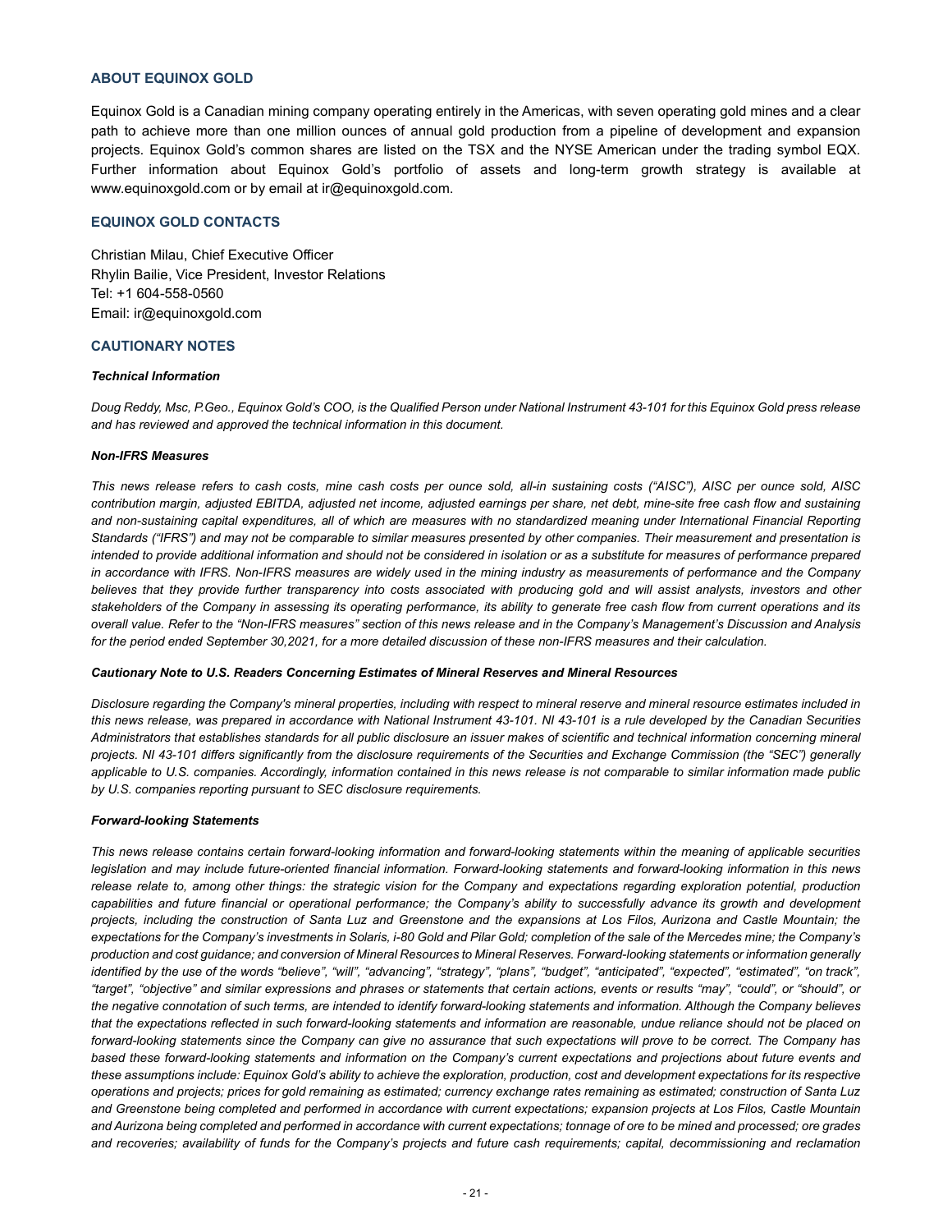## ABOUT EQUINOX GOLD

Equinox Gold is a Canadian mining company operating entirely in the Americas, with seven operating gold mines and a clear path to achieve more than one million ounces of annual gold production from a pipeline of development and expansion projects. Equinox Gold's common shares are listed on the TSX and the NYSE American under the trading symbol EQX. Further information about Equinox Gold's portfolio of assets and long-term growth strategy is available at www.equinoxgold.com or by email at ir@equinoxgold.com.

## EQUINOX GOLD CONTACTS

Christian Milau, Chief Executive Officer
Rhylin Bailie, Vice President, Investor Relations
Tel: +1 604-558-0560
Email: ir@equinoxgold.com

## CAUTIONARY NOTES

***Technical Information***

*Doug Reddy, Msc, P.Geo., Equinox Gold's COO, is the Qualified Person under National Instrument 43-101 for this Equinox Gold press release and has reviewed and approved the technical information in this document.*

***Non-IFRS Measures***

*This news release refers to cash costs, mine cash costs per ounce sold, all-in sustaining costs ("AISC"), AISC per ounce sold, AISC contribution margin, adjusted EBITDA, adjusted net income, adjusted earnings per share, net debt, mine-site free cash flow and sustaining and non-sustaining capital expenditures, all of which are measures with no standardized meaning under International Financial Reporting Standards ("IFRS") and may not be comparable to similar measures presented by other companies. Their measurement and presentation is intended to provide additional information and should not be considered in isolation or as a substitute for measures of performance prepared in accordance with IFRS. Non-IFRS measures are widely used in the mining industry as measurements of performance and the Company believes that they provide further transparency into costs associated with producing gold and will assist analysts, investors and other stakeholders of the Company in assessing its operating performance, its ability to generate free cash flow from current operations and its overall value. Refer to the "Non-IFRS measures" section of this news release and in the Company's Management's Discussion and Analysis for the period ended September 30,2021, for a more detailed discussion of these non-IFRS measures and their calculation.*

***Cautionary Note to U.S. Readers Concerning Estimates of Mineral Reserves and Mineral Resources***

*Disclosure regarding the Company's mineral properties, including with respect to mineral reserve and mineral resource estimates included in this news release, was prepared in accordance with National Instrument 43-101. NI 43-101 is a rule developed by the Canadian Securities Administrators that establishes standards for all public disclosure an issuer makes of scientific and technical information concerning mineral projects. NI 43-101 differs significantly from the disclosure requirements of the Securities and Exchange Commission (the "SEC") generally applicable to U.S. companies. Accordingly, information contained in this news release is not comparable to similar information made public by U.S. companies reporting pursuant to SEC disclosure requirements.*

***Forward-looking Statements***

*This news release contains certain forward-looking information and forward-looking statements within the meaning of applicable securities legislation and may include future-oriented financial information. Forward-looking statements and forward-looking information in this news release relate to, among other things: the strategic vision for the Company and expectations regarding exploration potential, production capabilities and future financial or operational performance; the Company's ability to successfully advance its growth and development projects, including the construction of Santa Luz and Greenstone and the expansions at Los Filos, Aurizona and Castle Mountain; the expectations for the Company's investments in Solaris, i-80 Gold and Pilar Gold; completion of the sale of the Mercedes mine; the Company's production and cost guidance; and conversion of Mineral Resources to Mineral Reserves. Forward-looking statements or information generally identified by the use of the words "believe", "will", "advancing", "strategy", "plans", "budget", "anticipated", "expected", "estimated", "on track", "target", "objective" and similar expressions and phrases or statements that certain actions, events or results "may", "could", or "should", or the negative connotation of such terms, are intended to identify forward-looking statements and information. Although the Company believes that the expectations reflected in such forward-looking statements and information are reasonable, undue reliance should not be placed on forward-looking statements since the Company can give no assurance that such expectations will prove to be correct. The Company has based these forward-looking statements and information on the Company's current expectations and projections about future events and these assumptions include: Equinox Gold's ability to achieve the exploration, production, cost and development expectations for its respective operations and projects; prices for gold remaining as estimated; currency exchange rates remaining as estimated; construction of Santa Luz and Greenstone being completed and performed in accordance with current expectations; expansion projects at Los Filos, Castle Mountain and Aurizona being completed and performed in accordance with current expectations; tonnage of ore to be mined and processed; ore grades and recoveries; availability of funds for the Company's projects and future cash requirements; capital, decommissioning and reclamation*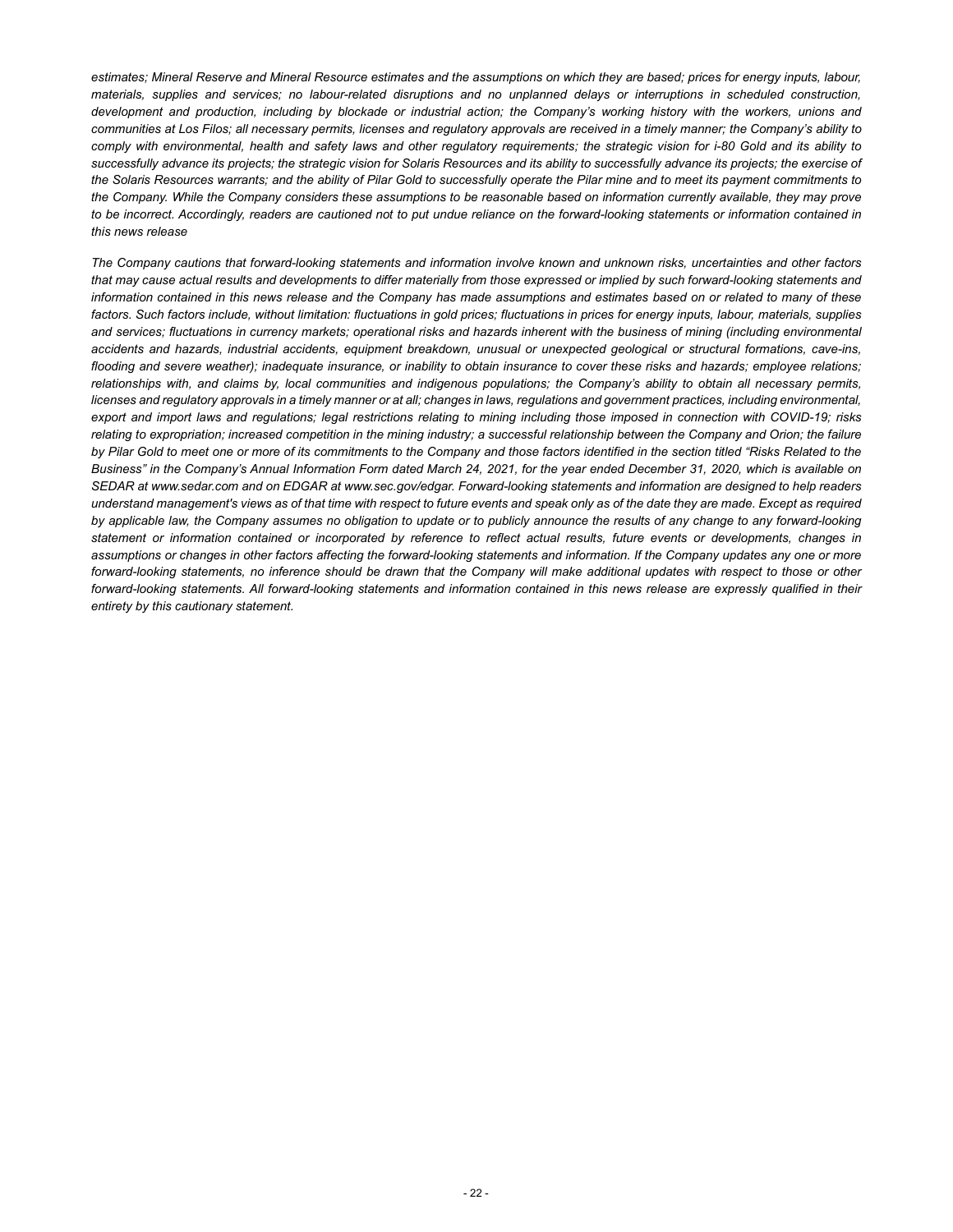*estimates; Mineral Reserve and Mineral Resource estimates and the assumptions on which they are based; prices for energy inputs, labour, materials, supplies and services; no labour-related disruptions and no unplanned delays or interruptions in scheduled construction, development and production, including by blockade or industrial action; the Company's working history with the workers, unions and communities at Los Filos; all necessary permits, licenses and regulatory approvals are received in a timely manner; the Company's ability to comply with environmental, health and safety laws and other regulatory requirements; the strategic vision for i-80 Gold and its ability to successfully advance its projects; the strategic vision for Solaris Resources and its ability to successfully advance its projects; the exercise of the Solaris Resources warrants; and the ability of Pilar Gold to successfully operate the Pilar mine and to meet its payment commitments to the Company. While the Company considers these assumptions to be reasonable based on information currently available, they may prove to be incorrect. Accordingly, readers are cautioned not to put undue reliance on the forward-looking statements or information contained in this news release*

*The Company cautions that forward-looking statements and information involve known and unknown risks, uncertainties and other factors that may cause actual results and developments to differ materially from those expressed or implied by such forward-looking statements and information contained in this news release and the Company has made assumptions and estimates based on or related to many of these factors. Such factors include, without limitation: fluctuations in gold prices; fluctuations in prices for energy inputs, labour, materials, supplies and services; fluctuations in currency markets; operational risks and hazards inherent with the business of mining (including environmental accidents and hazards, industrial accidents, equipment breakdown, unusual or unexpected geological or structural formations, cave-ins, flooding and severe weather); inadequate insurance, or inability to obtain insurance to cover these risks and hazards; employee relations; relationships with, and claims by, local communities and indigenous populations; the Company's ability to obtain all necessary permits, licenses and regulatory approvals in a timely manner or at all; changes in laws, regulations and government practices, including environmental, export and import laws and regulations; legal restrictions relating to mining including those imposed in connection with COVID-19; risks relating to expropriation; increased competition in the mining industry; a successful relationship between the Company and Orion; the failure by Pilar Gold to meet one or more of its commitments to the Company and those factors identified in the section titled "Risks Related to the Business" in the Company's Annual Information Form dated March 24, 2021, for the year ended December 31, 2020, which is available on SEDAR at www.sedar.com and on EDGAR at www.sec.gov/edgar. Forward-looking statements and information are designed to help readers understand management's views as of that time with respect to future events and speak only as of the date they are made. Except as required by applicable law, the Company assumes no obligation to update or to publicly announce the results of any change to any forward-looking statement or information contained or incorporated by reference to reflect actual results, future events or developments, changes in assumptions or changes in other factors affecting the forward-looking statements and information. If the Company updates any one or more forward-looking statements, no inference should be drawn that the Company will make additional updates with respect to those or other forward-looking statements. All forward-looking statements and information contained in this news release are expressly qualified in their entirety by this cautionary statement.*